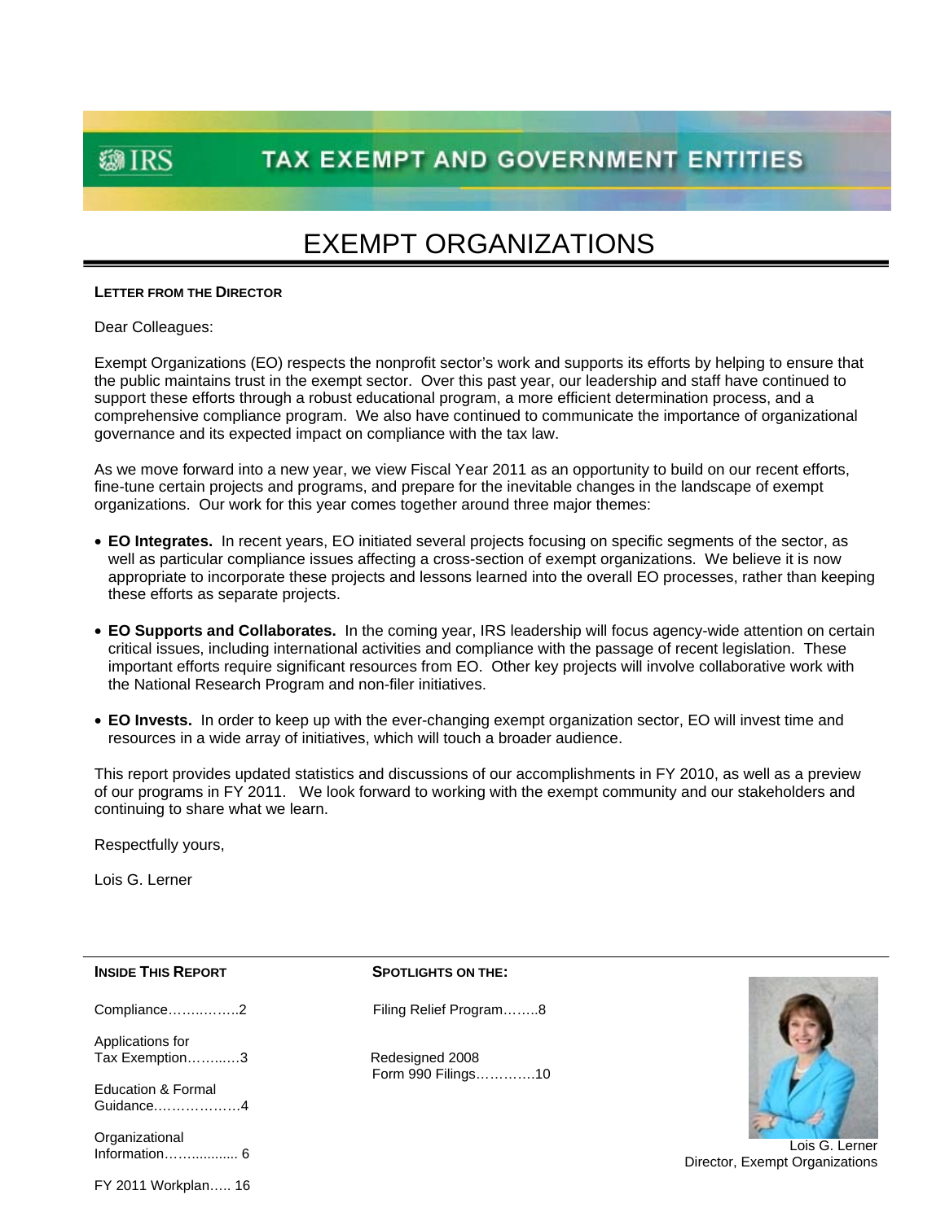# TAX EXEMPT AND GOVERNMENT ENTITIES

# EXEMPT ORGANIZATIONS

**LETTER FROM THE DIRECTOR**

Dear Colleagues:

Exempt Organizations (EO) respects the nonprofit sector's work and supports its efforts by helping to ensure that the public maintains trust in the exempt sector. Over this past year, our leadership and staff have continued to support these efforts through a robust educational program, a more efficient determination process, and a comprehensive compliance program. We also have continued to communicate the importance of organizational governance and its expected impact on compliance with the tax law.

As we move forward into a new year, we view Fiscal Year 2011 as an opportunity to build on our recent efforts, fine-tune certain projects and programs, and prepare for the inevitable changes in the landscape of exempt organizations. Our work for this year comes together around three major themes:

- **EO Integrates.** In recent years, EO initiated several projects focusing on specific segments of the sector, as well as particular compliance issues affecting a cross-section of exempt organizations. We believe it is now appropriate to incorporate these projects and lessons learned into the overall EO processes, rather than keeping these efforts as separate projects.
- **EO Supports and Collaborates.** In the coming year, IRS leadership will focus agency-wide attention on certain critical issues, including international activities and compliance with the passage of recent legislation. These important efforts require significant resources from EO. Other key projects will involve collaborative work with the National Research Program and non-filer initiatives.
- **EO Invests.** In order to keep up with the ever-changing exempt organization sector, EO will invest time and resources in a wide array of initiatives, which will touch a broader audience.

This report provides updated statistics and discussions of our accomplishments in FY 2010, as well as a preview of our programs in FY 2011. We look forward to working with the exempt community and our stakeholders and continuing to share what we learn.

Respectfully yours,

Lois G. Lerner

**INSIDE THIS REPORT**

Compliance…………….2

Applications for Tax Exemption………..3

Education & Formal Guidance……………….4

Organizational Information…….......... 6

FY 2011 Workplan….. 16

**SPOTLIGHTS ON THE:**

Filing Relief Program……..8

Redesigned 2008 Form 990 Filings…………10

Lois G. Lerner
Director, Exempt Organizations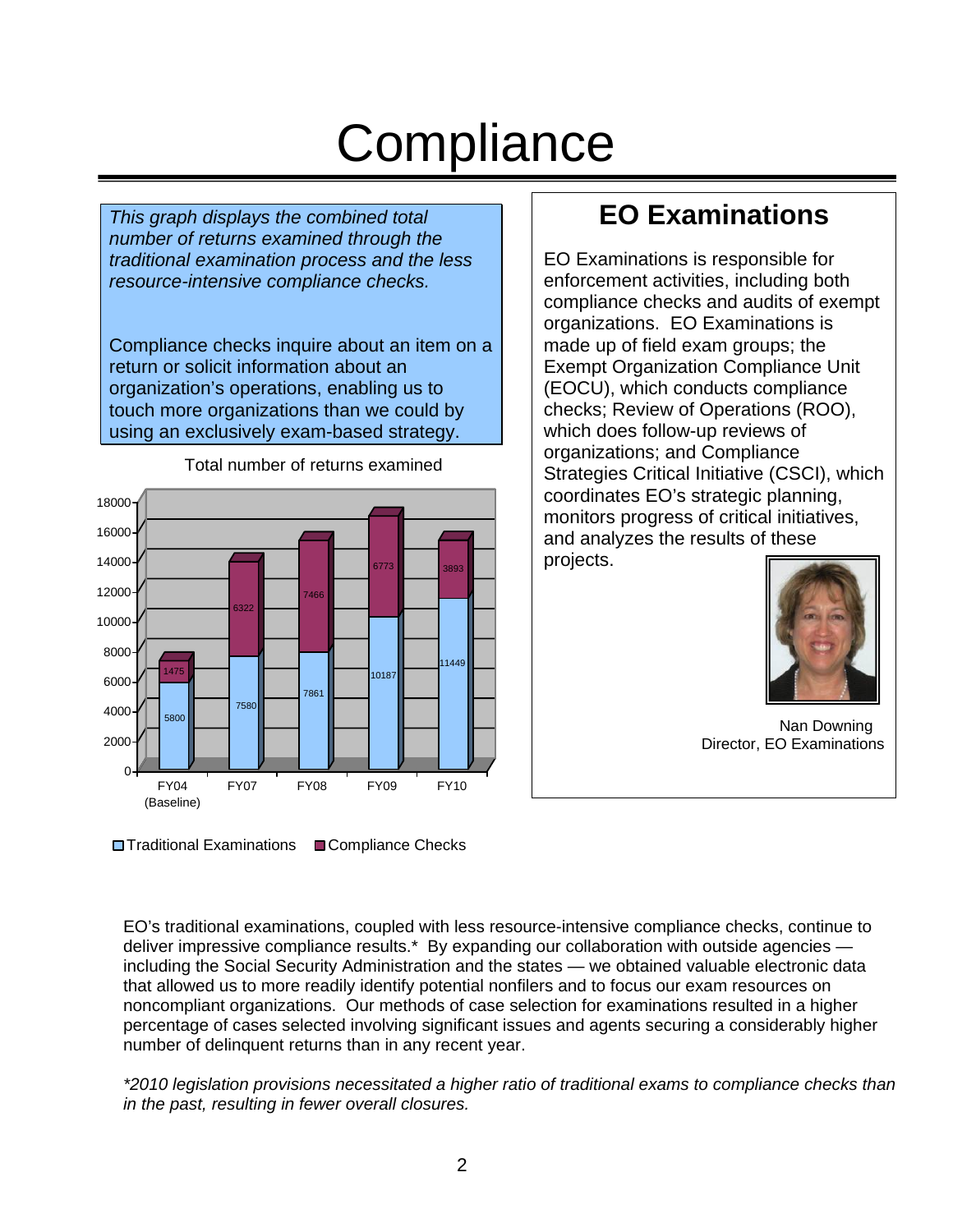# Compliance

*This graph displays the combined total number of returns examined through the traditional examination process and the less resource-intensive compliance checks.*

Compliance checks inquire about an item on a return or solicit information about an organization's operations, enabling us to touch more organizations than we could by using an exclusively exam-based strategy.

Total number of returns examined

| | FY04 (Baseline) | FY07 | FY08 | FY09 | FY10 |
|---|---|---|---|---|---|
| Traditional Examinations | 5800 | 7580 | 7861 | 10187 | 11449 |
| Compliance Checks | 1475 | 6322 | 7466 | 6773 | 3893 |

## EO Examinations

EO Examinations is responsible for enforcement activities, including both compliance checks and audits of exempt organizations. EO Examinations is made up of field exam groups; the Exempt Organization Compliance Unit (EOCU), which conducts compliance checks; Review of Operations (ROO), which does follow-up reviews of organizations; and Compliance Strategies Critical Initiative (CSCI), which coordinates EO's strategic planning, monitors progress of critical initiatives, and analyzes the results of these projects.

Nan Downing
Director, EO Examinations

EO's traditional examinations, coupled with less resource-intensive compliance checks, continue to deliver impressive compliance results.* By expanding our collaboration with outside agencies — including the Social Security Administration and the states — we obtained valuable electronic data that allowed us to more readily identify potential nonfilers and to focus our exam resources on noncompliant organizations. Our methods of case selection for examinations resulted in a higher percentage of cases selected involving significant issues and agents securing a considerably higher number of delinquent returns than in any recent year.

*\*2010 legislation provisions necessitated a higher ratio of traditional exams to compliance checks than in the past, resulting in fewer overall closures.*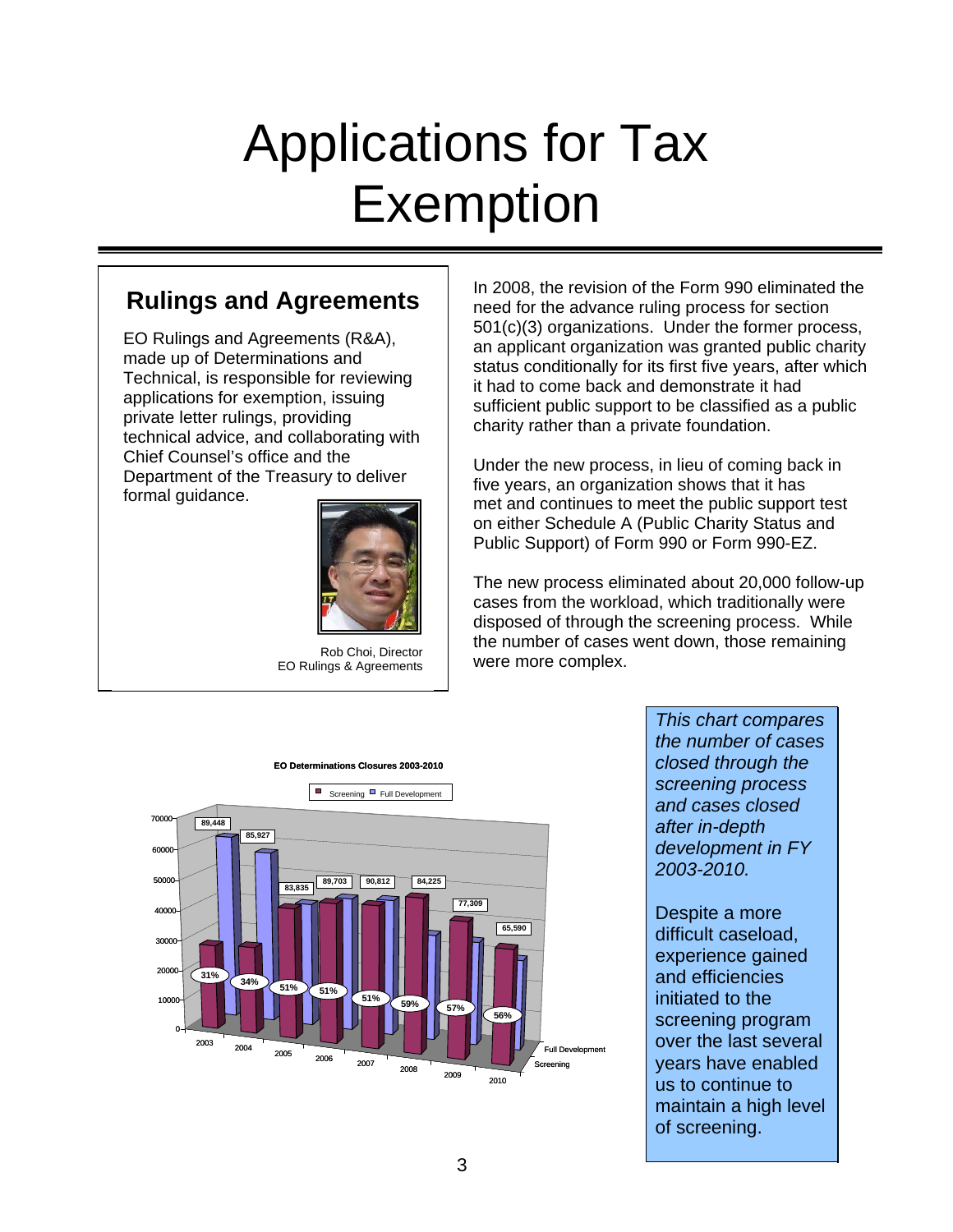# Applications for Tax Exemption

## Rulings and Agreements

EO Rulings and Agreements (R&A), made up of Determinations and Technical, is responsible for reviewing applications for exemption, issuing private letter rulings, providing technical advice, and collaborating with Chief Counsel's office and the Department of the Treasury to deliver formal guidance.

Rob Choi, Director
EO Rulings & Agreements

In 2008, the revision of the Form 990 eliminated the need for the advance ruling process for section 501(c)(3) organizations. Under the former process, an applicant organization was granted public charity status conditionally for its first five years, after which it had to come back and demonstrate it had sufficient public support to be classified as a public charity rather than a private foundation.

Under the new process, in lieu of coming back in five years, an organization shows that it has met and continues to meet the public support test on either Schedule A (Public Charity Status and Public Support) of Form 990 or Form 990-EZ.

The new process eliminated about 20,000 follow-up cases from the workload, which traditionally were disposed of through the screening process. While the number of cases went down, those remaining were more complex.

**EO Determinations Closures 2003-2010**

| Year | Total Closures | Screening % |
|---|---|---|
| 2003 | 89,448 | 31% |
| 2004 | 85,927 | 34% |
| 2005 | 83,835 | 51% |
| 2006 | 89,703 | 51% |
| 2007 | 90,812 | 51% |
| 2008 | 84,225 | 59% |
| 2009 | 77,309 | 57% |
| 2010 | 65,590 | 56% |

*This chart compares the number of cases closed through the screening process and cases closed after in-depth development in FY 2003-2010.*

Despite a more difficult caseload, experience gained and efficiencies initiated to the screening program over the last several years have enabled us to continue to maintain a high level of screening.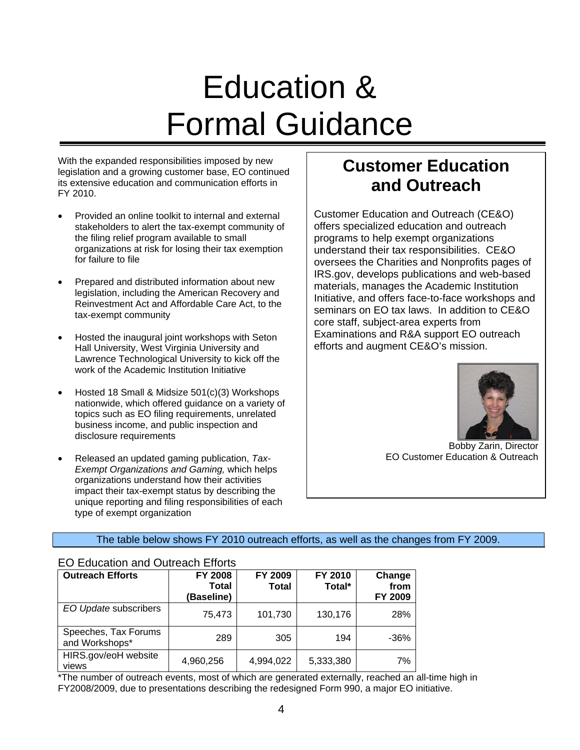# Education & Formal Guidance

With the expanded responsibilities imposed by new legislation and a growing customer base, EO continued its extensive education and communication efforts in FY 2010.

- Provided an online toolkit to internal and external stakeholders to alert the tax-exempt community of the filing relief program available to small organizations at risk for losing their tax exemption for failure to file
- Prepared and distributed information about new legislation, including the American Recovery and Reinvestment Act and Affordable Care Act, to the tax-exempt community
- Hosted the inaugural joint workshops with Seton Hall University, West Virginia University and Lawrence Technological University to kick off the work of the Academic Institution Initiative
- Hosted 18 Small & Midsize 501(c)(3) Workshops nationwide, which offered guidance on a variety of topics such as EO filing requirements, unrelated business income, and public inspection and disclosure requirements
- Released an updated gaming publication, *Tax-Exempt Organizations and Gaming,* which helps organizations understand how their activities impact their tax-exempt status by describing the unique reporting and filing responsibilities of each type of exempt organization

## Customer Education and Outreach

Customer Education and Outreach (CE&O) offers specialized education and outreach programs to help exempt organizations understand their tax responsibilities. CE&O oversees the Charities and Nonprofits pages of IRS.gov, develops publications and web-based materials, manages the Academic Institution Initiative, and offers face-to-face workshops and seminars on EO tax laws. In addition to CE&O core staff, subject-area experts from Examinations and R&A support EO outreach efforts and augment CE&O's mission.

Bobby Zarin, Director
EO Customer Education & Outreach

The table below shows FY 2010 outreach efforts, as well as the changes from FY 2009.

EO Education and Outreach Efforts

| Outreach Efforts | FY 2008 Total (Baseline) | FY 2009 Total | FY 2010 Total* | Change from FY 2009 |
|---|---|---|---|---|
| *EO Update* subscribers | 75,473 | 101,730 | 130,176 | 28% |
| Speeches, Tax Forums and Workshops* | 289 | 305 | 194 | -36% |
| HIRS.gov/eoH website views | 4,960,256 | 4,994,022 | 5,333,380 | 7% |

*The number of outreach events, most of which are generated externally, reached an all-time high in FY2008/2009, due to presentations describing the redesigned Form 990, a major EO initiative.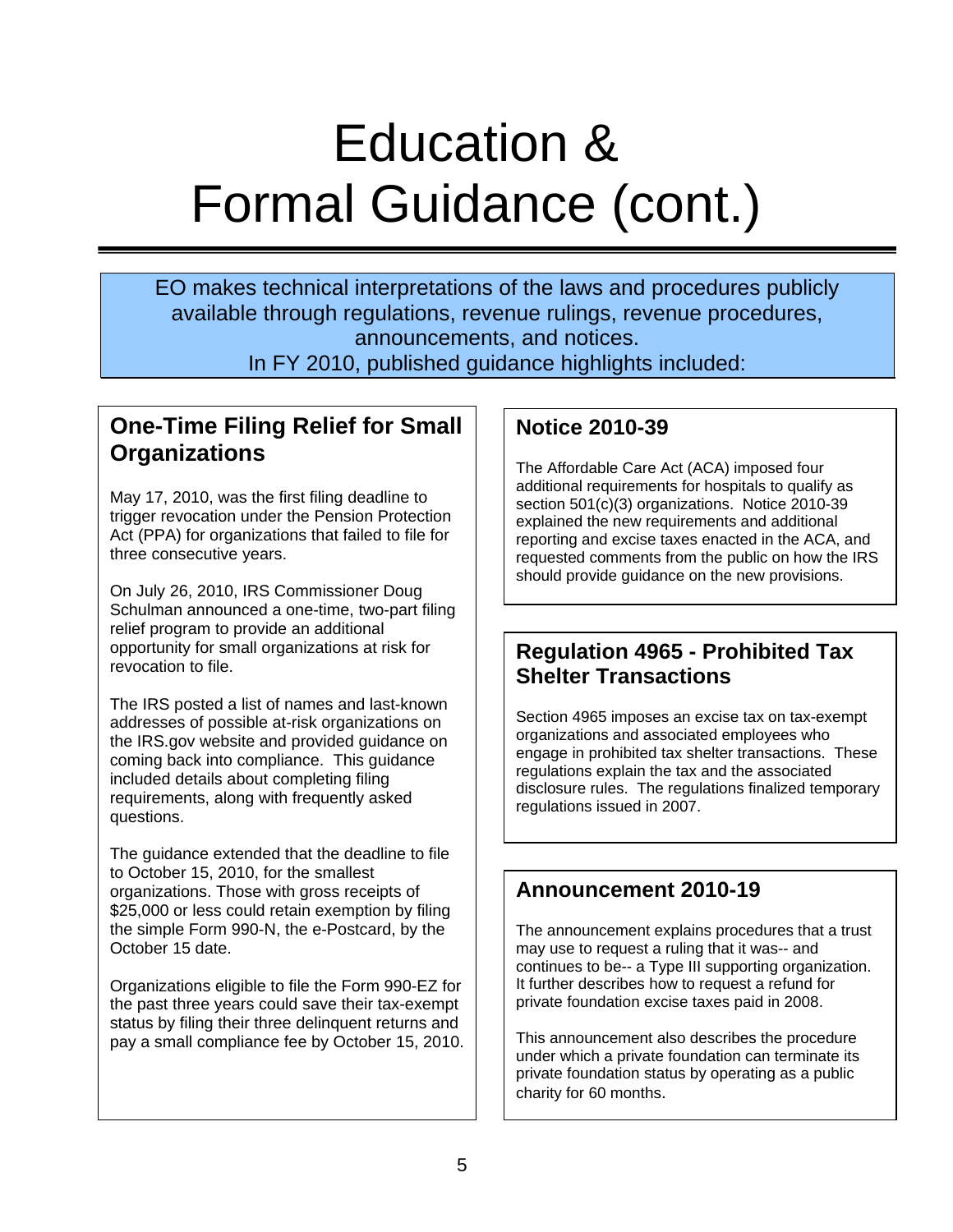# Education & Formal Guidance (cont.)

EO makes technical interpretations of the laws and procedures publicly available through regulations, revenue rulings, revenue procedures, announcements, and notices.
In FY 2010, published guidance highlights included:

## One-Time Filing Relief for Small Organizations

May 17, 2010, was the first filing deadline to trigger revocation under the Pension Protection Act (PPA) for organizations that failed to file for three consecutive years.

On July 26, 2010, IRS Commissioner Doug Schulman announced a one-time, two-part filing relief program to provide an additional opportunity for small organizations at risk for revocation to file.

The IRS posted a list of names and last-known addresses of possible at-risk organizations on the IRS.gov website and provided guidance on coming back into compliance. This guidance included details about completing filing requirements, along with frequently asked questions.

The guidance extended that the deadline to file to October 15, 2010, for the smallest organizations. Those with gross receipts of $25,000 or less could retain exemption by filing the simple Form 990-N, the e-Postcard, by the October 15 date.

Organizations eligible to file the Form 990-EZ for the past three years could save their tax-exempt status by filing their three delinquent returns and pay a small compliance fee by October 15, 2010.

## Notice 2010-39

The Affordable Care Act (ACA) imposed four additional requirements for hospitals to qualify as section 501(c)(3) organizations. Notice 2010-39 explained the new requirements and additional reporting and excise taxes enacted in the ACA, and requested comments from the public on how the IRS should provide guidance on the new provisions.

## Regulation 4965 - Prohibited Tax Shelter Transactions

Section 4965 imposes an excise tax on tax-exempt organizations and associated employees who engage in prohibited tax shelter transactions. These regulations explain the tax and the associated disclosure rules. The regulations finalized temporary regulations issued in 2007.

## Announcement 2010-19

The announcement explains procedures that a trust may use to request a ruling that it was-- and continues to be-- a Type III supporting organization. It further describes how to request a refund for private foundation excise taxes paid in 2008.

This announcement also describes the procedure under which a private foundation can terminate its private foundation status by operating as a public charity for 60 months.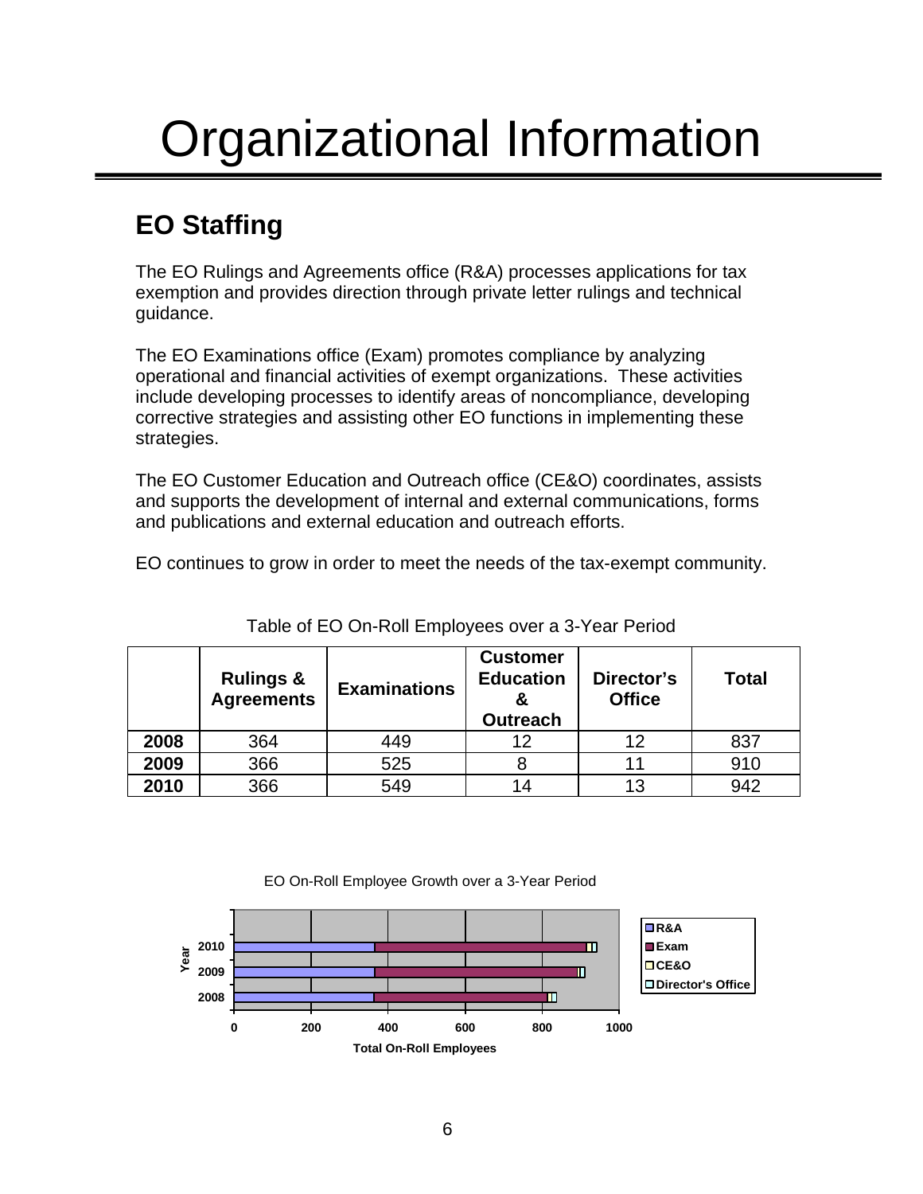# Organizational Information

## EO Staffing

The EO Rulings and Agreements office (R&A) processes applications for tax exemption and provides direction through private letter rulings and technical guidance.

The EO Examinations office (Exam) promotes compliance by analyzing operational and financial activities of exempt organizations. These activities include developing processes to identify areas of noncompliance, developing corrective strategies and assisting other EO functions in implementing these strategies.

The EO Customer Education and Outreach office (CE&O) coordinates, assists and supports the development of internal and external communications, forms and publications and external education and outreach efforts.

EO continues to grow in order to meet the needs of the tax-exempt community.

Table of EO On-Roll Employees over a 3-Year Period

| | Rulings & Agreements | Examinations | Customer Education & Outreach | Director's Office | Total |
|---|---|---|---|---|---|
| **2008** | 364 | 449 | 12 | 12 | 837 |
| **2009** | 366 | 525 | 8 | 11 | 910 |
| **2010** | 366 | 549 | 14 | 13 | 942 |

EO On-Roll Employee Growth over a 3-Year Period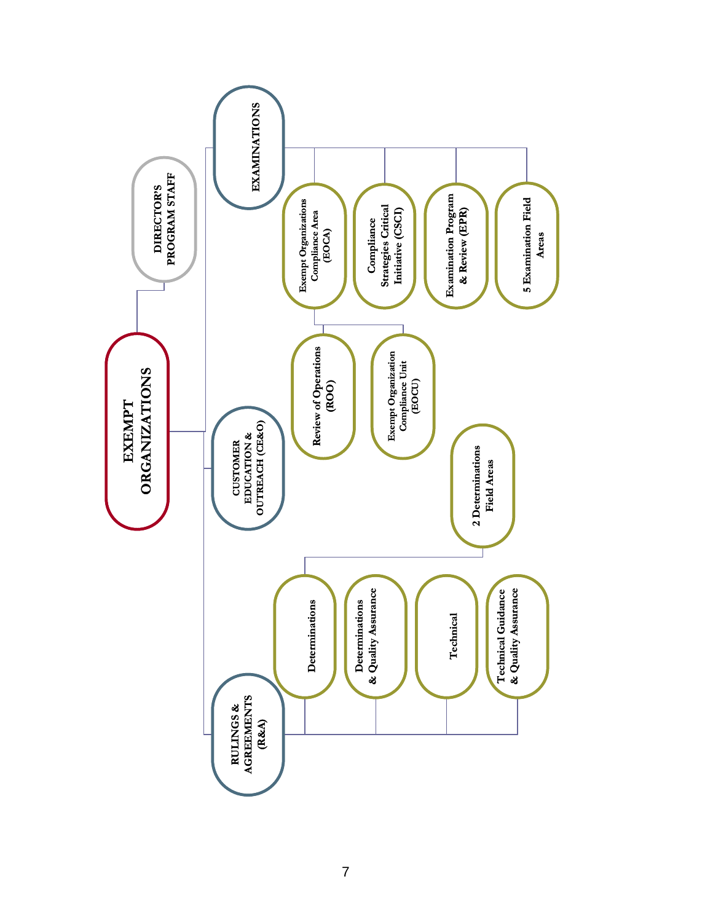# EXEMPT ORGANIZATIONS

- **DIRECTOR'S PROGRAM STAFF**
- **EXAMINATIONS**
  - Exempt Organizations Compliance Area (EOCA)
    - Review of Operations (ROO)
    - Exempt Organization Compliance Unit (EOCU)
  - Compliance Strategies Critical Initiative (CSCI)
  - Examination Program & Review (EPR)
  - 5 Examination Field Areas
- **CUSTOMER EDUCATION & OUTREACH (CE&O)**
- **RULINGS & AGREEMENTS (R&A)**
  - Determinations
    - 2 Determinations Field Areas
  - Determinations & Quality Assurance
  - Technical
  - Technical Guidance & Quality Assurance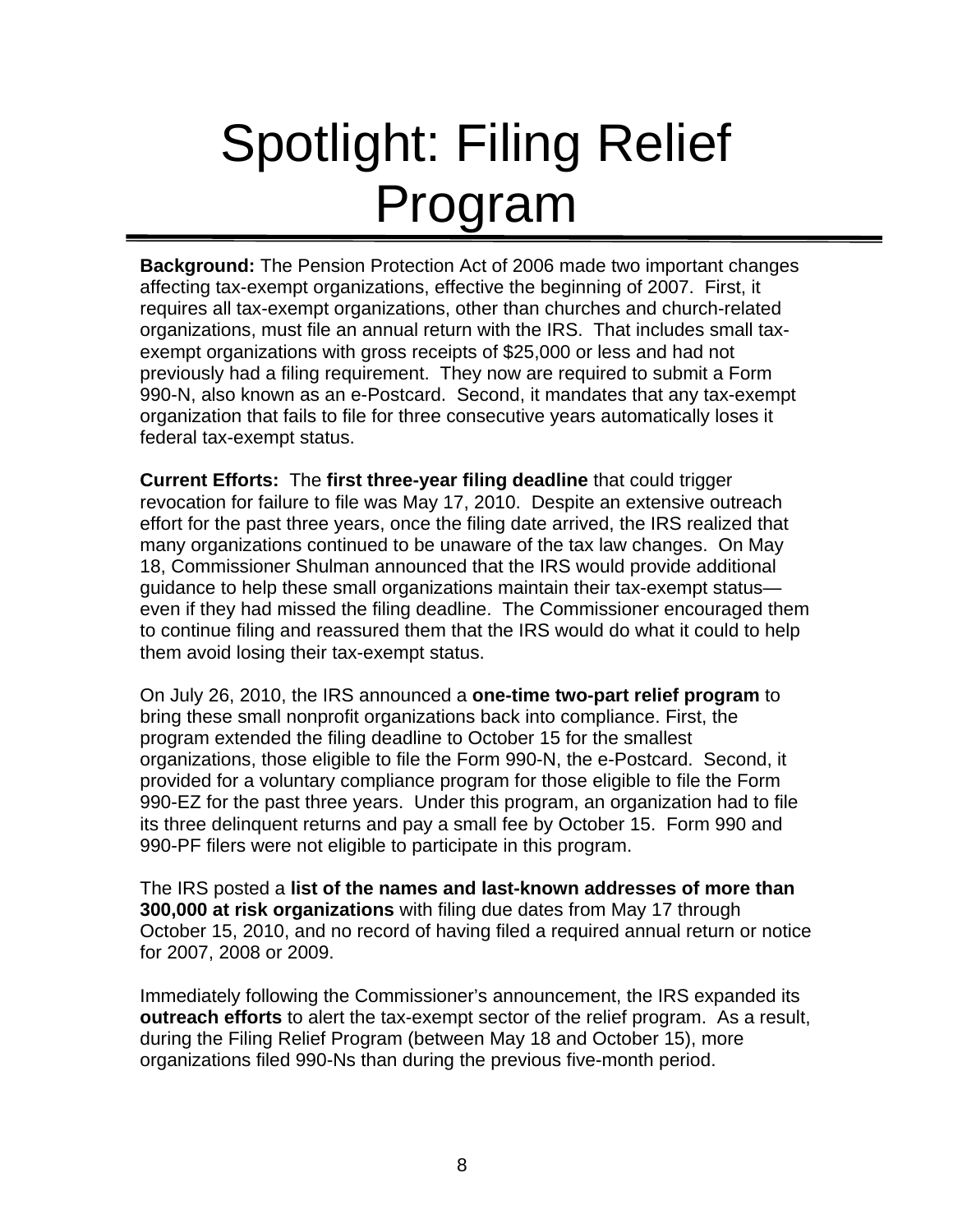# Spotlight: Filing Relief Program

**Background:** The Pension Protection Act of 2006 made two important changes affecting tax-exempt organizations, effective the beginning of 2007. First, it requires all tax-exempt organizations, other than churches and church-related organizations, must file an annual return with the IRS. That includes small tax-exempt organizations with gross receipts of $25,000 or less and had not previously had a filing requirement. They now are required to submit a Form 990-N, also known as an e-Postcard. Second, it mandates that any tax-exempt organization that fails to file for three consecutive years automatically loses it federal tax-exempt status.

**Current Efforts:** The **first three-year filing deadline** that could trigger revocation for failure to file was May 17, 2010. Despite an extensive outreach effort for the past three years, once the filing date arrived, the IRS realized that many organizations continued to be unaware of the tax law changes. On May 18, Commissioner Shulman announced that the IRS would provide additional guidance to help these small organizations maintain their tax-exempt status—even if they had missed the filing deadline. The Commissioner encouraged them to continue filing and reassured them that the IRS would do what it could to help them avoid losing their tax-exempt status.

On July 26, 2010, the IRS announced a **one-time two-part relief program** to bring these small nonprofit organizations back into compliance. First, the program extended the filing deadline to October 15 for the smallest organizations, those eligible to file the Form 990-N, the e-Postcard. Second, it provided for a voluntary compliance program for those eligible to file the Form 990-EZ for the past three years. Under this program, an organization had to file its three delinquent returns and pay a small fee by October 15. Form 990 and 990-PF filers were not eligible to participate in this program.

The IRS posted a **list of the names and last-known addresses of more than 300,000 at risk organizations** with filing due dates from May 17 through October 15, 2010, and no record of having filed a required annual return or notice for 2007, 2008 or 2009.

Immediately following the Commissioner's announcement, the IRS expanded its **outreach efforts** to alert the tax-exempt sector of the relief program. As a result, during the Filing Relief Program (between May 18 and October 15), more organizations filed 990-Ns than during the previous five-month period.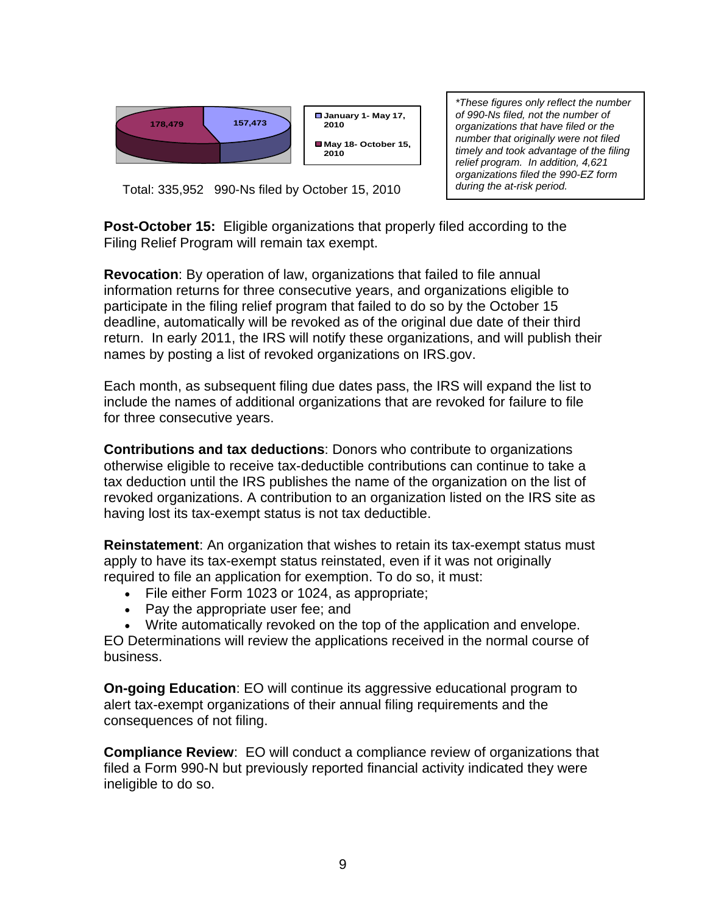178,479 157,473

January 1- May 17, 2010

May 18- October 15, 2010

Total: 335,952 990-Ns filed by October 15, 2010

*These figures only reflect the number of 990-Ns filed, not the number of organizations that have filed or the number that originally were not filed timely and took advantage of the filing relief program. In addition, 4,621 organizations filed the 990-EZ form during the at-risk period.*

**Post-October 15:** Eligible organizations that properly filed according to the Filing Relief Program will remain tax exempt.

**Revocation**: By operation of law, organizations that failed to file annual information returns for three consecutive years, and organizations eligible to participate in the filing relief program that failed to do so by the October 15 deadline, automatically will be revoked as of the original due date of their third return. In early 2011, the IRS will notify these organizations, and will publish their names by posting a list of revoked organizations on IRS.gov.

Each month, as subsequent filing due dates pass, the IRS will expand the list to include the names of additional organizations that are revoked for failure to file for three consecutive years.

**Contributions and tax deductions**: Donors who contribute to organizations otherwise eligible to receive tax-deductible contributions can continue to take a tax deduction until the IRS publishes the name of the organization on the list of revoked organizations. A contribution to an organization listed on the IRS site as having lost its tax-exempt status is not tax deductible.

**Reinstatement**: An organization that wishes to retain its tax-exempt status must apply to have its tax-exempt status reinstated, even if it was not originally required to file an application for exemption. To do so, it must:

- File either Form 1023 or 1024, as appropriate;
- Pay the appropriate user fee; and
- Write automatically revoked on the top of the application and envelope.

EO Determinations will review the applications received in the normal course of business.

**On-going Education**: EO will continue its aggressive educational program to alert tax-exempt organizations of their annual filing requirements and the consequences of not filing.

**Compliance Review**: EO will conduct a compliance review of organizations that filed a Form 990-N but previously reported financial activity indicated they were ineligible to do so.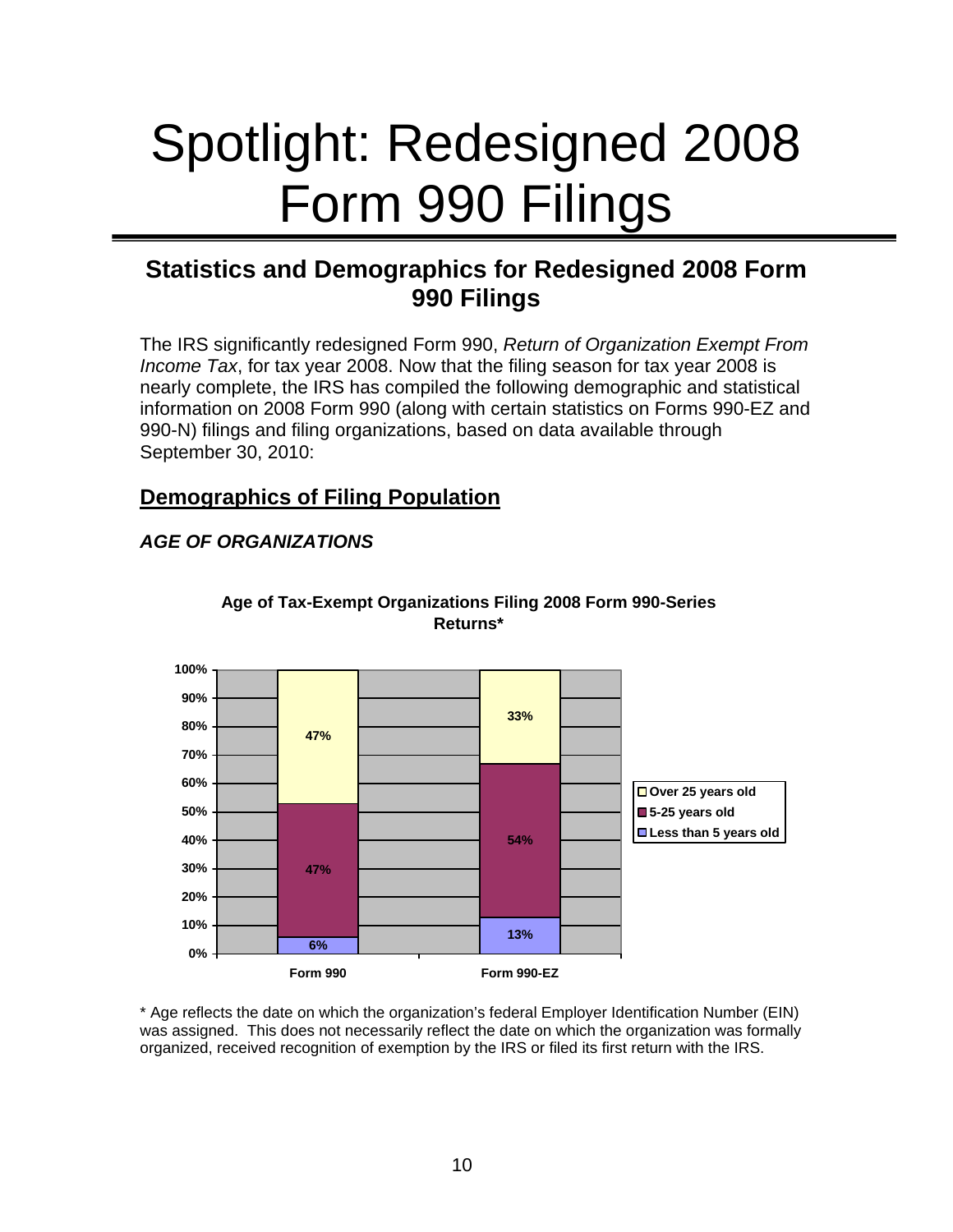# Spotlight: Redesigned 2008 Form 990 Filings

## Statistics and Demographics for Redesigned 2008 Form 990 Filings

The IRS significantly redesigned Form 990, *Return of Organization Exempt From Income Tax*, for tax year 2008. Now that the filing season for tax year 2008 is nearly complete, the IRS has compiled the following demographic and statistical information on 2008 Form 990 (along with certain statistics on Forms 990-EZ and 990-N) filings and filing organizations, based on data available through September 30, 2010:

### Demographics of Filing Population

#### *AGE OF ORGANIZATIONS*

**Age of Tax-Exempt Organizations Filing 2008 Form 990-Series Returns***

| | Form 990 | Form 990-EZ |
|---|---|---|
| Over 25 years old | 47% | 33% |
| 5-25 years old | 47% | 54% |
| Less than 5 years old | 6% | 13% |

* Age reflects the date on which the organization's federal Employer Identification Number (EIN) was assigned. This does not necessarily reflect the date on which the organization was formally organized, received recognition of exemption by the IRS or filed its first return with the IRS.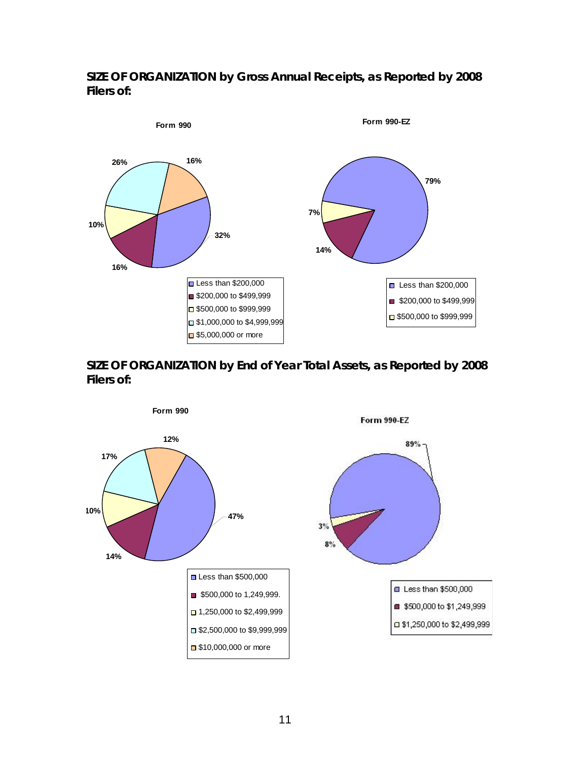## SIZE OF ORGANIZATION by Gross Annual Receipts, as Reported by 2008 Filers of:

**Form 990**

| Category | Percentage |
|---|---|
| Less than $200,000 | 32% |
| $200,000 to $499,999 | 16% |
| $500,000 to $999,999 | 10% |
| $1,000,000 to $4,999,999 | 26% |
| $5,000,000 or more | 16% |

**Form 990-EZ**

| Category | Percentage |
|---|---|
| Less than $200,000 | 79% |
| $200,000 to $499,999 | 14% |
| $500,000 to $999,999 | 7% |

## SIZE OF ORGANIZATION by End of Year Total Assets, as Reported by 2008 Filers of:

**Form 990**

| Category | Percentage |
|---|---|
| Less than $500,000 | 47% |
| $500,000 to 1,249,999. | 14% |
| 1,250,000 to $2,499,999 | 10% |
| $2,500,000 to $9,999,999 | 17% |
| $10,000,000 or more | 12% |

**Form 990-EZ**

| Category | Percentage |
|---|---|
| Less than $500,000 | 89% |
| $500,000 to $1,249,999 | 8% |
| $1,250,000 to $2,499,999 | 3% |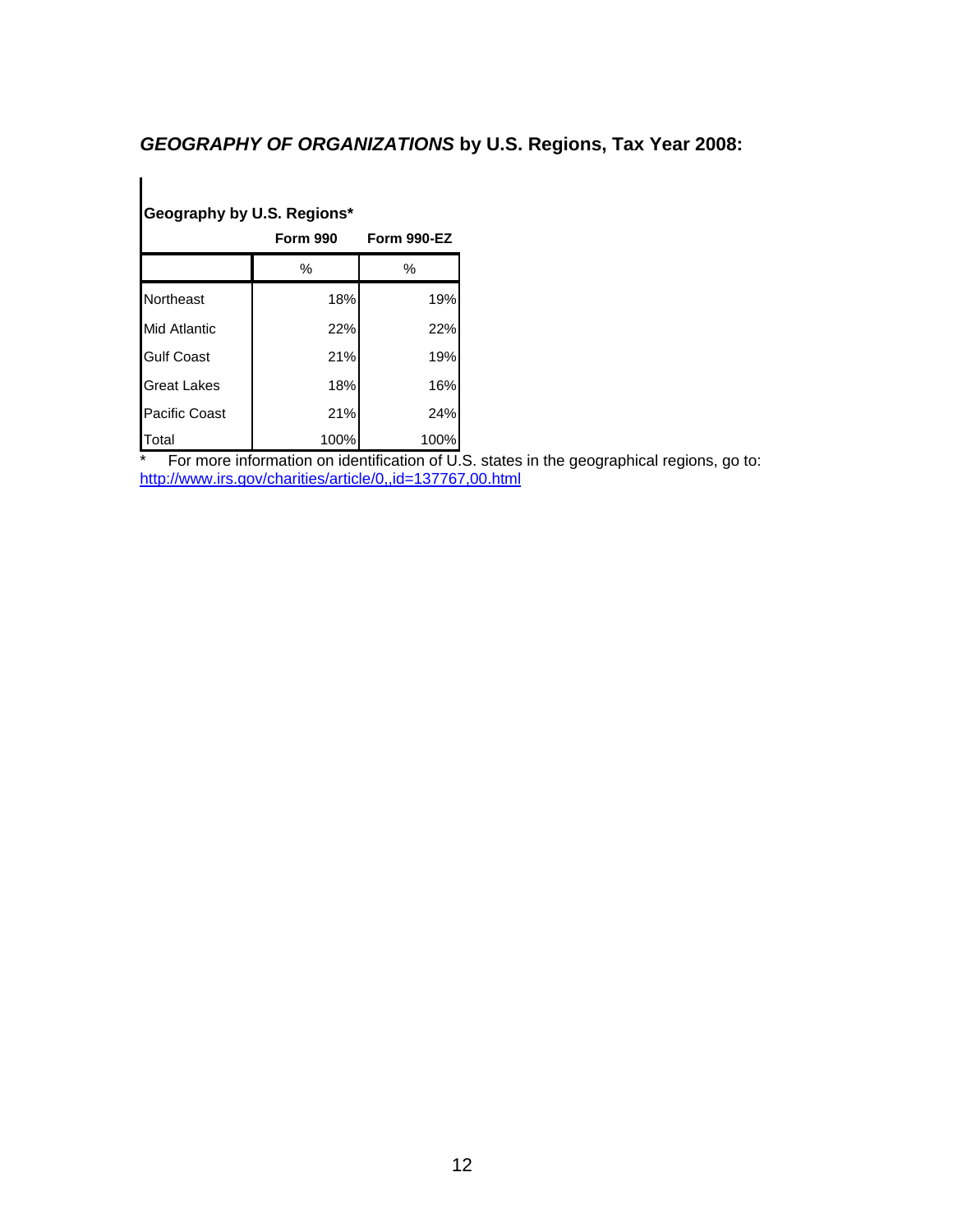## *GEOGRAPHY OF ORGANIZATIONS* by U.S. Regions, Tax Year 2008:

**Geography by U.S. Regions***

| | **Form 990** | **Form 990-EZ** |
|---|---|---|
| | % | % |
| Northeast | 18% | 19% |
| Mid Atlantic | 22% | 22% |
| Gulf Coast | 21% | 19% |
| Great Lakes | 18% | 16% |
| Pacific Coast | 21% | 24% |
| Total | 100% | 100% |

\* For more information on identification of U.S. states in the geographical regions, go to: http://www.irs.gov/charities/article/0,,id=137767,00.html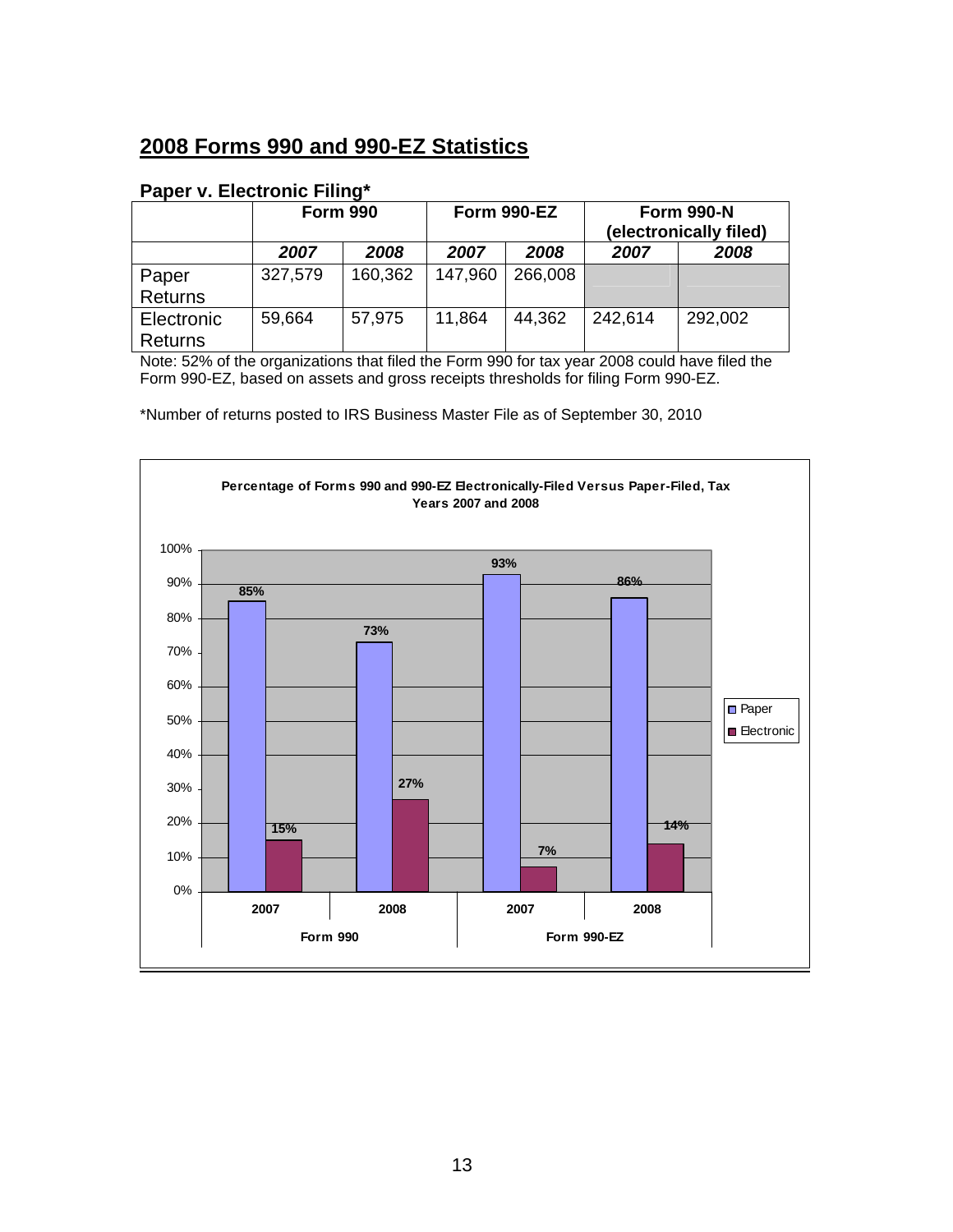## 2008 Forms 990 and 990-EZ Statistics

### Paper v. Electronic Filing*

| | Form 990 | | Form 990-EZ | | Form 990-N (electronically filed) | |
|---|---|---|---|---|---|---|
| | *2007* | *2008* | *2007* | *2008* | *2007* | *2008* |
| Paper Returns | 327,579 | 160,362 | 147,960 | 266,008 | | |
| Electronic Returns | 59,664 | 57,975 | 11,864 | 44,362 | 242,614 | 292,002 |

Note: 52% of the organizations that filed the Form 990 for tax year 2008 could have filed the Form 990-EZ, based on assets and gross receipts thresholds for filing Form 990-EZ.

*Number of returns posted to IRS Business Master File as of September 30, 2010

**Percentage of Forms 990 and 990-EZ Electronically-Filed Versus Paper-Filed, Tax Years 2007 and 2008**

| | Form 990 | | Form 990-EZ | |
|---|---|---|---|---|
| | 2007 | 2008 | 2007 | 2008 |
| Paper | 85% | 73% | 93% | 86% |
| Electronic | 15% | 27% | 7% | 14% |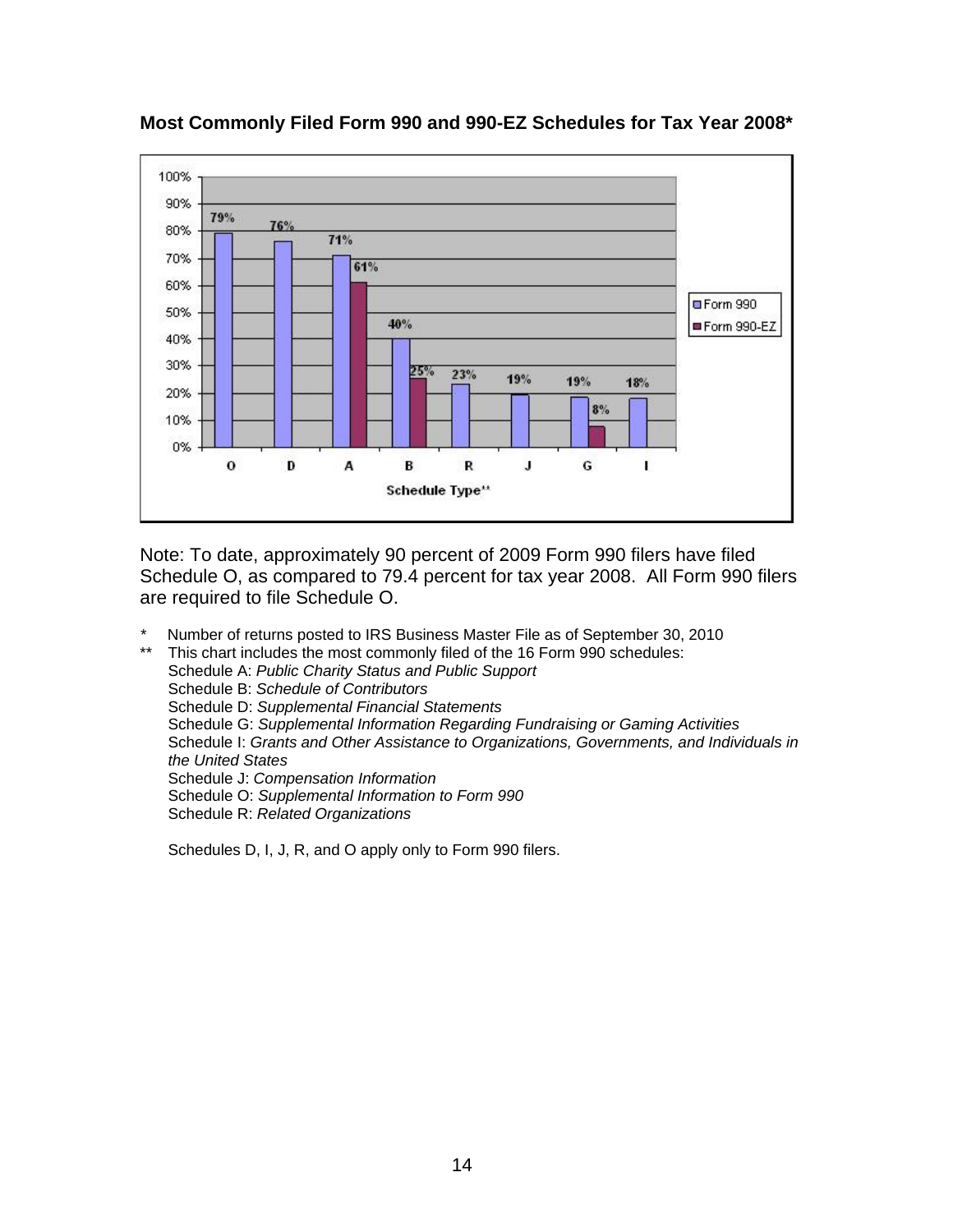**Most Commonly Filed Form 990 and 990-EZ Schedules for Tax Year 2008***

| Schedule Type** | Form 990 | Form 990-EZ |
|---|---|---|
| O | 79% | |
| D | 76% | |
| A | 71% | 61% |
| B | 40% | 25% |
| R | 23% | |
| J | 19% | |
| G | 19% | 8% |
| I | 18% | |

Note: To date, approximately 90 percent of 2009 Form 990 filers have filed Schedule O, as compared to 79.4 percent for tax year 2008. All Form 990 filers are required to file Schedule O.

\* Number of returns posted to IRS Business Master File as of September 30, 2010

** This chart includes the most commonly filed of the 16 Form 990 schedules:
Schedule A: *Public Charity Status and Public Support*
Schedule B: *Schedule of Contributors*
Schedule D: *Supplemental Financial Statements*
Schedule G: *Supplemental Information Regarding Fundraising or Gaming Activities*
Schedule I: *Grants and Other Assistance to Organizations, Governments, and Individuals in the United States*
Schedule J: *Compensation Information*
Schedule O: *Supplemental Information to Form 990*
Schedule R: *Related Organizations*

Schedules D, I, J, R, and O apply only to Form 990 filers.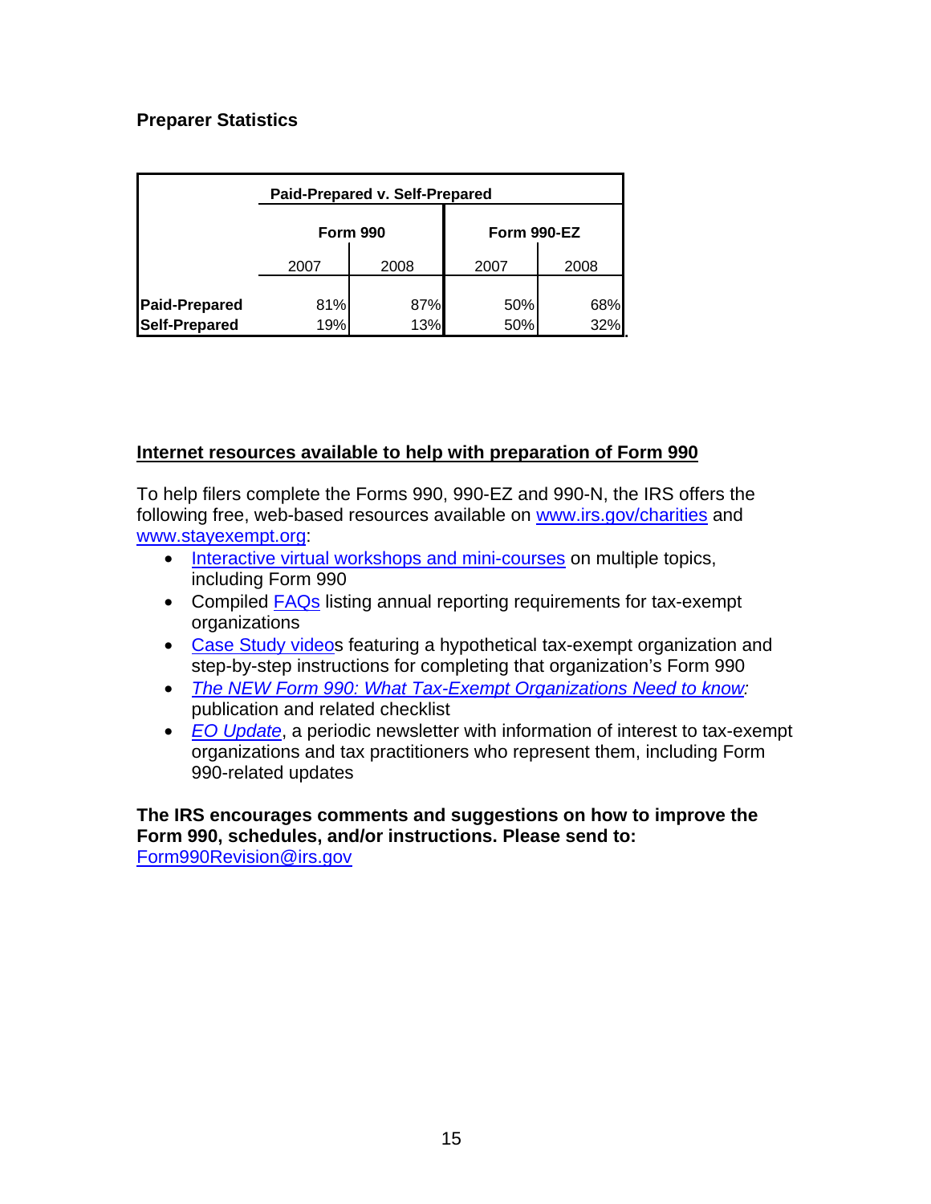### Preparer Statistics

| Paid-Prepared v. Self-Prepared | | | | |
|---|---|---|---|---|
| | **Form 990** | | **Form 990-EZ** | |
| | 2007 | 2008 | 2007 | 2008 |
| **Paid-Prepared** | 81% | 87% | 50% | 68% |
| **Self-Prepared** | 19% | 13% | 50% | 32% |

**Internet resources available to help with preparation of Form 990**

To help filers complete the Forms 990, 990-EZ and 990-N, the IRS offers the following free, web-based resources available on www.irs.gov/charities and www.stayexempt.org:

- Interactive virtual workshops and mini-courses on multiple topics, including Form 990
- Compiled FAQs listing annual reporting requirements for tax-exempt organizations
- Case Study videos featuring a hypothetical tax-exempt organization and step-by-step instructions for completing that organization's Form 990
- *The NEW Form 990: What Tax-Exempt Organizations Need to know*: publication and related checklist
- *EO Update*, a periodic newsletter with information of interest to tax-exempt organizations and tax practitioners who represent them, including Form 990-related updates

**The IRS encourages comments and suggestions on how to improve the Form 990, schedules, and/or instructions. Please send to:**
Form990Revision@irs.gov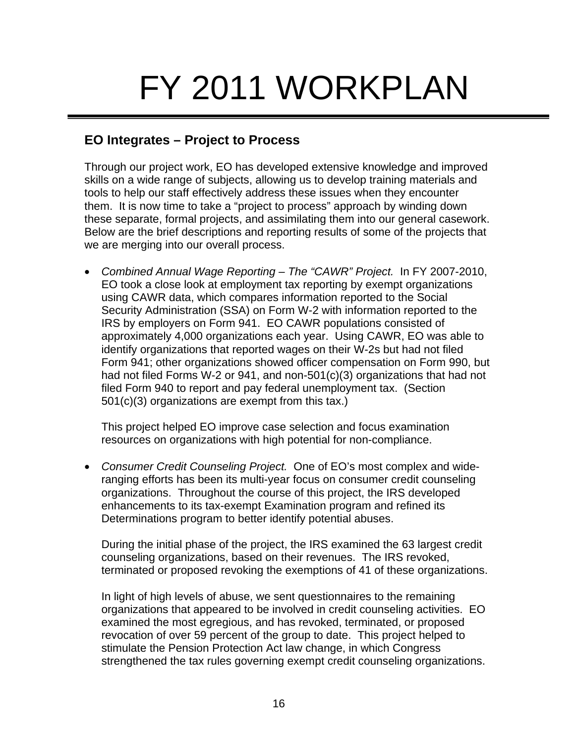# FY 2011 WORKPLAN

## EO Integrates – Project to Process

Through our project work, EO has developed extensive knowledge and improved skills on a wide range of subjects, allowing us to develop training materials and tools to help our staff effectively address these issues when they encounter them. It is now time to take a "project to process" approach by winding down these separate, formal projects, and assimilating them into our general casework. Below are the brief descriptions and reporting results of some of the projects that we are merging into our overall process.

- *Combined Annual Wage Reporting – The "CAWR" Project.* In FY 2007-2010, EO took a close look at employment tax reporting by exempt organizations using CAWR data, which compares information reported to the Social Security Administration (SSA) on Form W-2 with information reported to the IRS by employers on Form 941. EO CAWR populations consisted of approximately 4,000 organizations each year. Using CAWR, EO was able to identify organizations that reported wages on their W-2s but had not filed Form 941; other organizations showed officer compensation on Form 990, but had not filed Forms W-2 or 941, and non-501(c)(3) organizations that had not filed Form 940 to report and pay federal unemployment tax. (Section 501(c)(3) organizations are exempt from this tax.)

  This project helped EO improve case selection and focus examination resources on organizations with high potential for non-compliance.

- *Consumer Credit Counseling Project.* One of EO's most complex and wide-ranging efforts has been its multi-year focus on consumer credit counseling organizations. Throughout the course of this project, the IRS developed enhancements to its tax-exempt Examination program and refined its Determinations program to better identify potential abuses.

  During the initial phase of the project, the IRS examined the 63 largest credit counseling organizations, based on their revenues. The IRS revoked, terminated or proposed revoking the exemptions of 41 of these organizations.

  In light of high levels of abuse, we sent questionnaires to the remaining organizations that appeared to be involved in credit counseling activities. EO examined the most egregious, and has revoked, terminated, or proposed revocation of over 59 percent of the group to date. This project helped to stimulate the Pension Protection Act law change, in which Congress strengthened the tax rules governing exempt credit counseling organizations.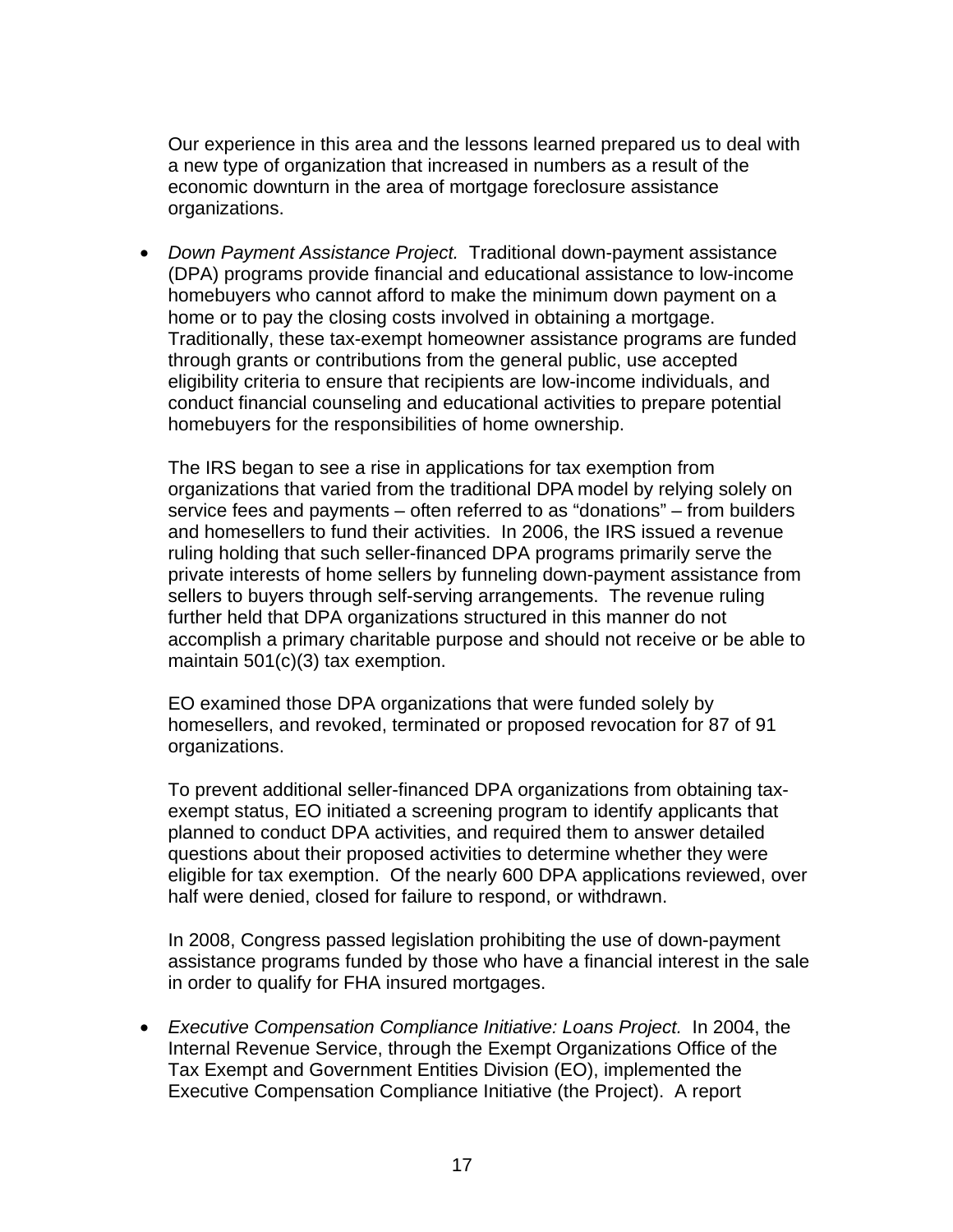Our experience in this area and the lessons learned prepared us to deal with a new type of organization that increased in numbers as a result of the economic downturn in the area of mortgage foreclosure assistance organizations.

- *Down Payment Assistance Project.* Traditional down-payment assistance (DPA) programs provide financial and educational assistance to low-income homebuyers who cannot afford to make the minimum down payment on a home or to pay the closing costs involved in obtaining a mortgage. Traditionally, these tax-exempt homeowner assistance programs are funded through grants or contributions from the general public, use accepted eligibility criteria to ensure that recipients are low-income individuals, and conduct financial counseling and educational activities to prepare potential homebuyers for the responsibilities of home ownership.

  The IRS began to see a rise in applications for tax exemption from organizations that varied from the traditional DPA model by relying solely on service fees and payments – often referred to as "donations" – from builders and homesellers to fund their activities. In 2006, the IRS issued a revenue ruling holding that such seller-financed DPA programs primarily serve the private interests of home sellers by funneling down-payment assistance from sellers to buyers through self-serving arrangements. The revenue ruling further held that DPA organizations structured in this manner do not accomplish a primary charitable purpose and should not receive or be able to maintain 501(c)(3) tax exemption.

  EO examined those DPA organizations that were funded solely by homesellers, and revoked, terminated or proposed revocation for 87 of 91 organizations.

  To prevent additional seller-financed DPA organizations from obtaining tax-exempt status, EO initiated a screening program to identify applicants that planned to conduct DPA activities, and required them to answer detailed questions about their proposed activities to determine whether they were eligible for tax exemption. Of the nearly 600 DPA applications reviewed, over half were denied, closed for failure to respond, or withdrawn.

  In 2008, Congress passed legislation prohibiting the use of down-payment assistance programs funded by those who have a financial interest in the sale in order to qualify for FHA insured mortgages.

- *Executive Compensation Compliance Initiative: Loans Project.* In 2004, the Internal Revenue Service, through the Exempt Organizations Office of the Tax Exempt and Government Entities Division (EO), implemented the Executive Compensation Compliance Initiative (the Project). A report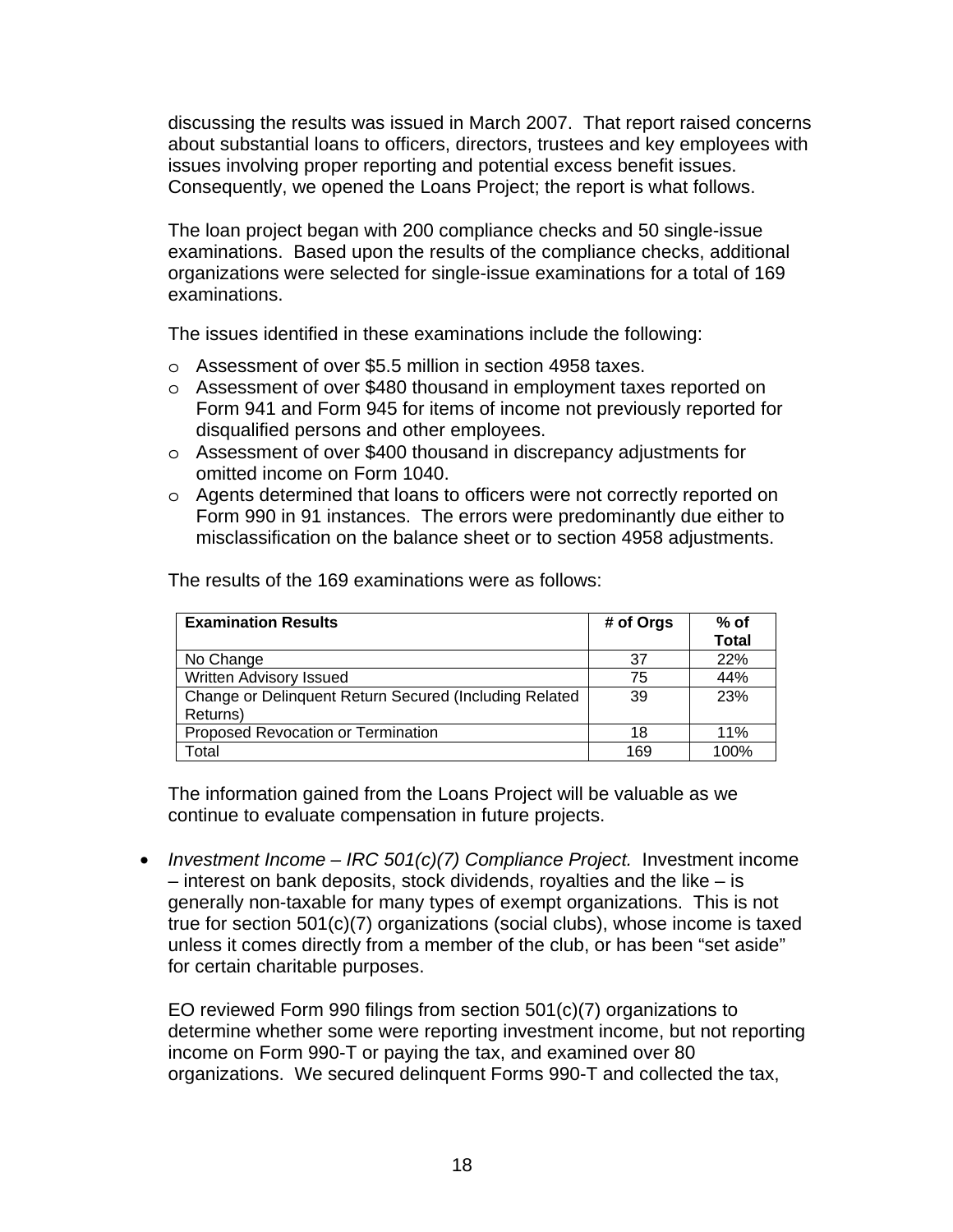discussing the results was issued in March 2007. That report raised concerns about substantial loans to officers, directors, trustees and key employees with issues involving proper reporting and potential excess benefit issues. Consequently, we opened the Loans Project; the report is what follows.

The loan project began with 200 compliance checks and 50 single-issue examinations. Based upon the results of the compliance checks, additional organizations were selected for single-issue examinations for a total of 169 examinations.

The issues identified in these examinations include the following:

- Assessment of over $5.5 million in section 4958 taxes.
- Assessment of over $480 thousand in employment taxes reported on Form 941 and Form 945 for items of income not previously reported for disqualified persons and other employees.
- Assessment of over $400 thousand in discrepancy adjustments for omitted income on Form 1040.
- Agents determined that loans to officers were not correctly reported on Form 990 in 91 instances. The errors were predominantly due either to misclassification on the balance sheet or to section 4958 adjustments.

The results of the 169 examinations were as follows:

| Examination Results | # of Orgs | % of Total |
|---|---|---|
| No Change | 37 | 22% |
| Written Advisory Issued | 75 | 44% |
| Change or Delinquent Return Secured (Including Related Returns) | 39 | 23% |
| Proposed Revocation or Termination | 18 | 11% |
| Total | 169 | 100% |

The information gained from the Loans Project will be valuable as we continue to evaluate compensation in future projects.

- *Investment Income – IRC 501(c)(7) Compliance Project.* Investment income – interest on bank deposits, stock dividends, royalties and the like – is generally non-taxable for many types of exempt organizations. This is not true for section 501(c)(7) organizations (social clubs), whose income is taxed unless it comes directly from a member of the club, or has been "set aside" for certain charitable purposes.

  EO reviewed Form 990 filings from section 501(c)(7) organizations to determine whether some were reporting investment income, but not reporting income on Form 990-T or paying the tax, and examined over 80 organizations. We secured delinquent Forms 990-T and collected the tax,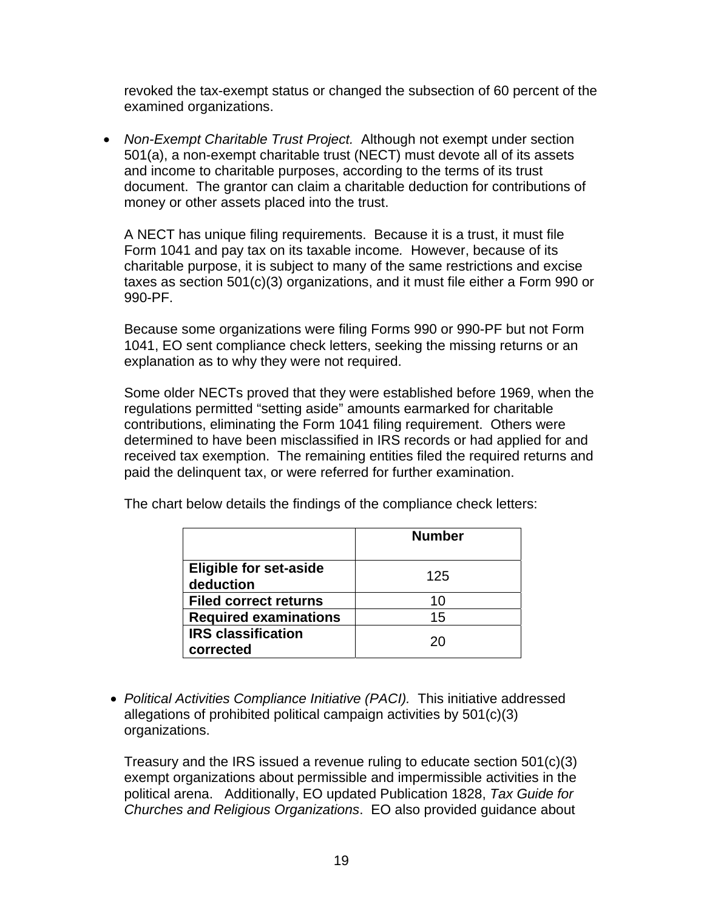revoked the tax-exempt status or changed the subsection of 60 percent of the examined organizations.

- *Non-Exempt Charitable Trust Project.* Although not exempt under section 501(a), a non-exempt charitable trust (NECT) must devote all of its assets and income to charitable purposes, according to the terms of its trust document. The grantor can claim a charitable deduction for contributions of money or other assets placed into the trust.

  A NECT has unique filing requirements. Because it is a trust, it must file Form 1041 and pay tax on its taxable income. However, because of its charitable purpose, it is subject to many of the same restrictions and excise taxes as section 501(c)(3) organizations, and it must file either a Form 990 or 990-PF.

  Because some organizations were filing Forms 990 or 990-PF but not Form 1041, EO sent compliance check letters, seeking the missing returns or an explanation as to why they were not required.

  Some older NECTs proved that they were established before 1969, when the regulations permitted "setting aside" amounts earmarked for charitable contributions, eliminating the Form 1041 filing requirement. Others were determined to have been misclassified in IRS records or had applied for and received tax exemption. The remaining entities filed the required returns and paid the delinquent tax, or were referred for further examination.

  The chart below details the findings of the compliance check letters:

| | **Number** |
|---|---|
| **Eligible for set-aside deduction** | 125 |
| **Filed correct returns** | 10 |
| **Required examinations** | 15 |
| **IRS classification corrected** | 20 |

- *Political Activities Compliance Initiative (PACI).* This initiative addressed allegations of prohibited political campaign activities by 501(c)(3) organizations.

  Treasury and the IRS issued a revenue ruling to educate section 501(c)(3) exempt organizations about permissible and impermissible activities in the political arena. Additionally, EO updated Publication 1828, *Tax Guide for Churches and Religious Organizations*. EO also provided guidance about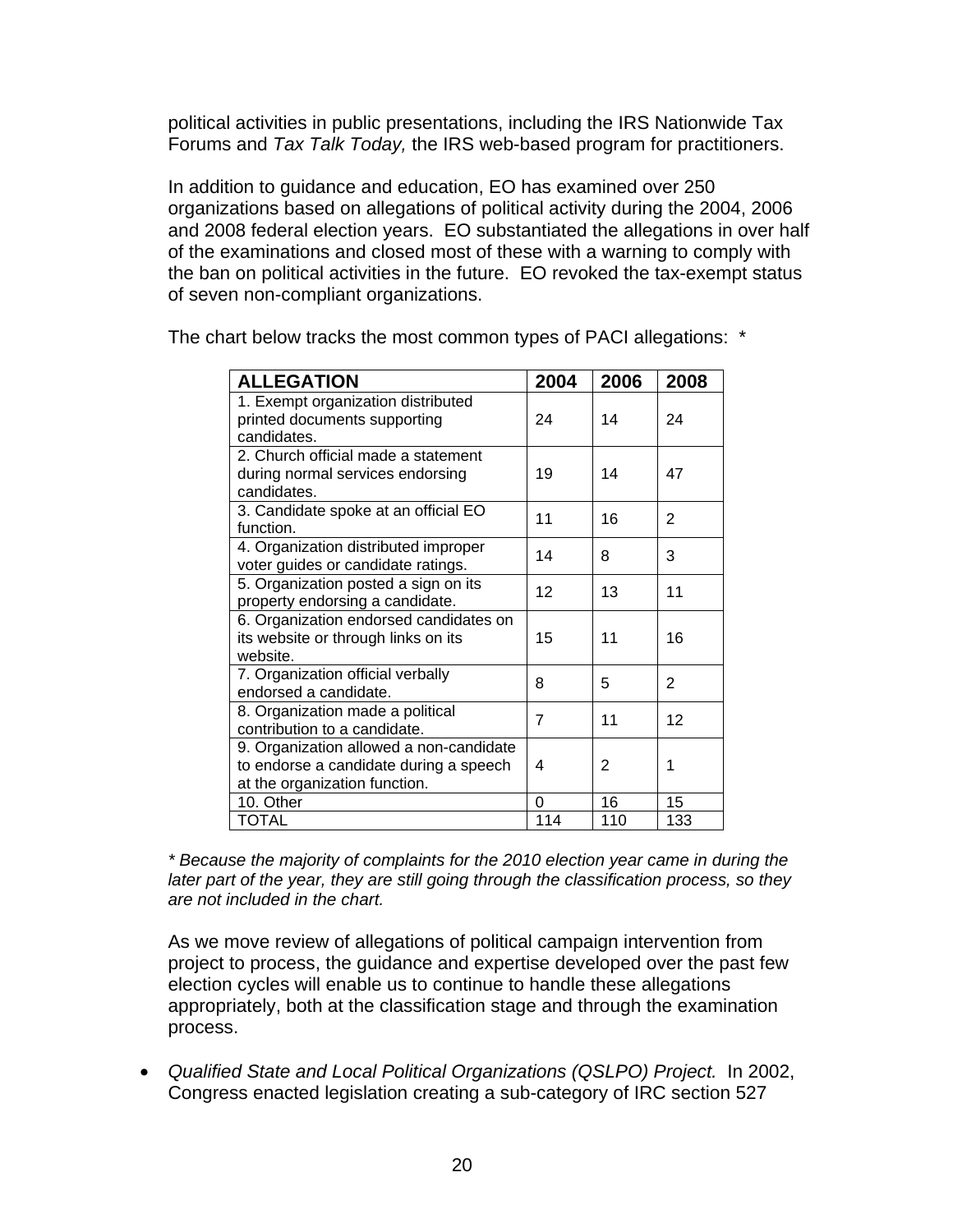political activities in public presentations, including the IRS Nationwide Tax Forums and *Tax Talk Today,* the IRS web-based program for practitioners.

In addition to guidance and education, EO has examined over 250 organizations based on allegations of political activity during the 2004, 2006 and 2008 federal election years. EO substantiated the allegations in over half of the examinations and closed most of these with a warning to comply with the ban on political activities in the future. EO revoked the tax-exempt status of seven non-compliant organizations.

The chart below tracks the most common types of PACI allegations: *

| ALLEGATION | 2004 | 2006 | 2008 |
|---|---|---|---|
| 1. Exempt organization distributed printed documents supporting candidates. | 24 | 14 | 24 |
| 2. Church official made a statement during normal services endorsing candidates. | 19 | 14 | 47 |
| 3. Candidate spoke at an official EO function. | 11 | 16 | 2 |
| 4. Organization distributed improper voter guides or candidate ratings. | 14 | 8 | 3 |
| 5. Organization posted a sign on its property endorsing a candidate. | 12 | 13 | 11 |
| 6. Organization endorsed candidates on its website or through links on its website. | 15 | 11 | 16 |
| 7. Organization official verbally endorsed a candidate. | 8 | 5 | 2 |
| 8. Organization made a political contribution to a candidate. | 7 | 11 | 12 |
| 9. Organization allowed a non-candidate to endorse a candidate during a speech at the organization function. | 4 | 2 | 1 |
| 10. Other | 0 | 16 | 15 |
| TOTAL | 114 | 110 | 133 |

*\* Because the majority of complaints for the 2010 election year came in during the later part of the year, they are still going through the classification process, so they are not included in the chart.*

As we move review of allegations of political campaign intervention from project to process, the guidance and expertise developed over the past few election cycles will enable us to continue to handle these allegations appropriately, both at the classification stage and through the examination process.

- *Qualified State and Local Political Organizations (QSLPO) Project.* In 2002, Congress enacted legislation creating a sub-category of IRC section 527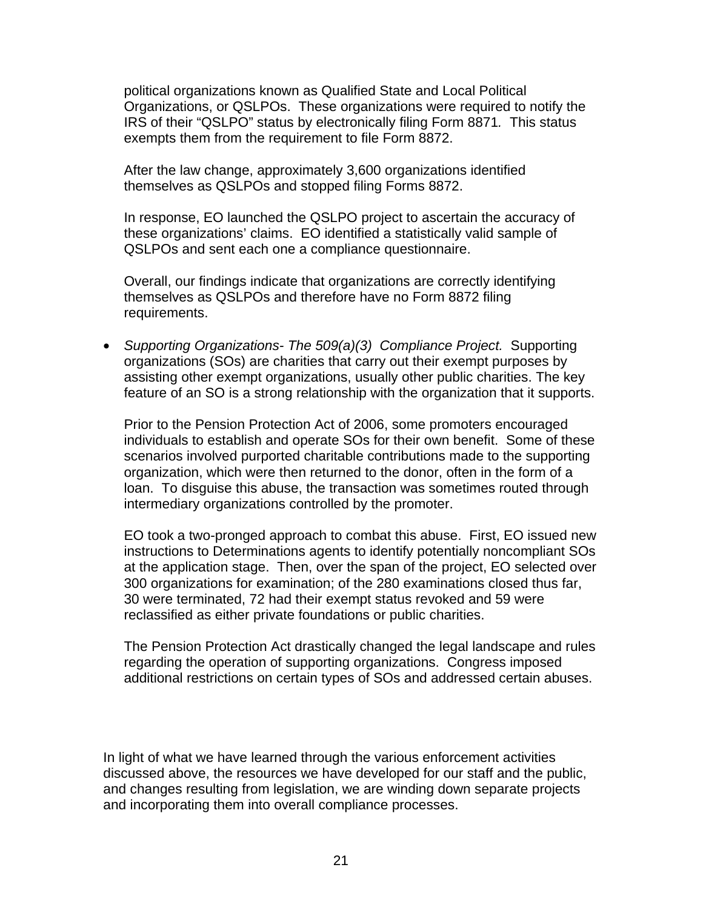political organizations known as Qualified State and Local Political Organizations, or QSLPOs. These organizations were required to notify the IRS of their "QSLPO" status by electronically filing Form 8871. This status exempts them from the requirement to file Form 8872.

After the law change, approximately 3,600 organizations identified themselves as QSLPOs and stopped filing Forms 8872.

In response, EO launched the QSLPO project to ascertain the accuracy of these organizations' claims. EO identified a statistically valid sample of QSLPOs and sent each one a compliance questionnaire.

Overall, our findings indicate that organizations are correctly identifying themselves as QSLPOs and therefore have no Form 8872 filing requirements.

- *Supporting Organizations- The 509(a)(3) Compliance Project.* Supporting organizations (SOs) are charities that carry out their exempt purposes by assisting other exempt organizations, usually other public charities. The key feature of an SO is a strong relationship with the organization that it supports.

  Prior to the Pension Protection Act of 2006, some promoters encouraged individuals to establish and operate SOs for their own benefit. Some of these scenarios involved purported charitable contributions made to the supporting organization, which were then returned to the donor, often in the form of a loan. To disguise this abuse, the transaction was sometimes routed through intermediary organizations controlled by the promoter.

  EO took a two-pronged approach to combat this abuse. First, EO issued new instructions to Determinations agents to identify potentially noncompliant SOs at the application stage. Then, over the span of the project, EO selected over 300 organizations for examination; of the 280 examinations closed thus far, 30 were terminated, 72 had their exempt status revoked and 59 were reclassified as either private foundations or public charities.

  The Pension Protection Act drastically changed the legal landscape and rules regarding the operation of supporting organizations. Congress imposed additional restrictions on certain types of SOs and addressed certain abuses.

In light of what we have learned through the various enforcement activities discussed above, the resources we have developed for our staff and the public, and changes resulting from legislation, we are winding down separate projects and incorporating them into overall compliance processes.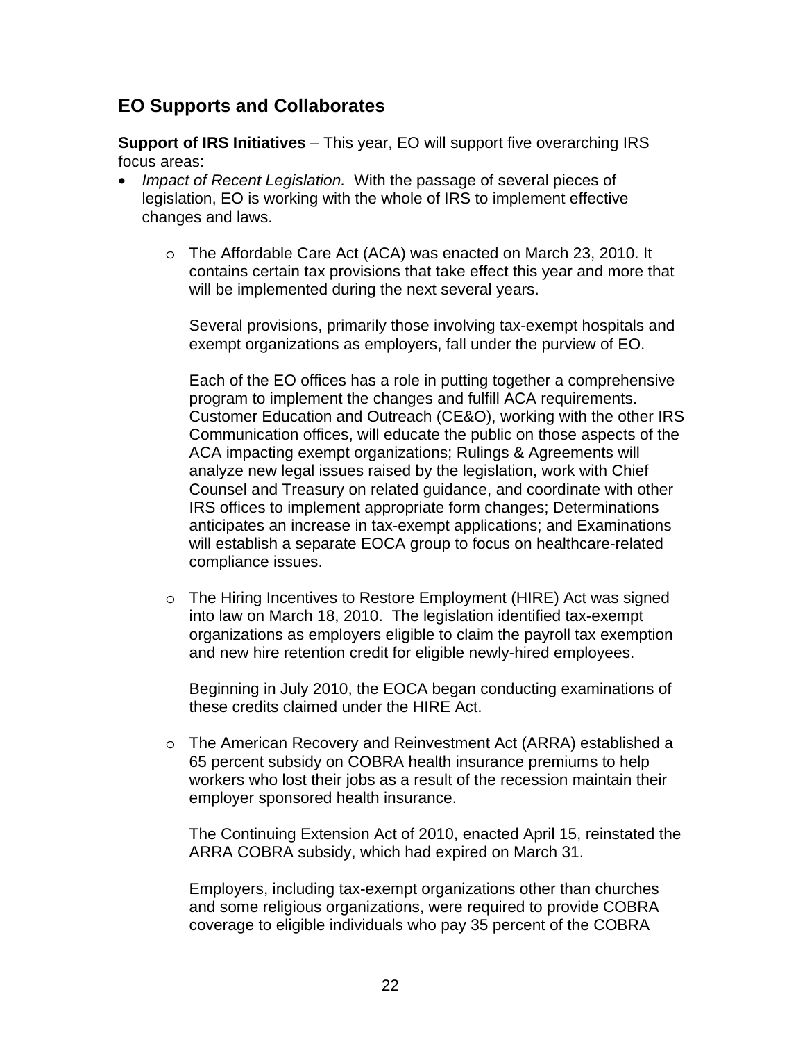## EO Supports and Collaborates

**Support of IRS Initiatives** – This year, EO will support five overarching IRS focus areas:

- *Impact of Recent Legislation.* With the passage of several pieces of legislation, EO is working with the whole of IRS to implement effective changes and laws.

  - The Affordable Care Act (ACA) was enacted on March 23, 2010. It contains certain tax provisions that take effect this year and more that will be implemented during the next several years.

    Several provisions, primarily those involving tax-exempt hospitals and exempt organizations as employers, fall under the purview of EO.

    Each of the EO offices has a role in putting together a comprehensive program to implement the changes and fulfill ACA requirements. Customer Education and Outreach (CE&O), working with the other IRS Communication offices, will educate the public on those aspects of the ACA impacting exempt organizations; Rulings & Agreements will analyze new legal issues raised by the legislation, work with Chief Counsel and Treasury on related guidance, and coordinate with other IRS offices to implement appropriate form changes; Determinations anticipates an increase in tax-exempt applications; and Examinations will establish a separate EOCA group to focus on healthcare-related compliance issues.

  - The Hiring Incentives to Restore Employment (HIRE) Act was signed into law on March 18, 2010. The legislation identified tax-exempt organizations as employers eligible to claim the payroll tax exemption and new hire retention credit for eligible newly-hired employees.

    Beginning in July 2010, the EOCA began conducting examinations of these credits claimed under the HIRE Act.

  - The American Recovery and Reinvestment Act (ARRA) established a 65 percent subsidy on COBRA health insurance premiums to help workers who lost their jobs as a result of the recession maintain their employer sponsored health insurance.

    The Continuing Extension Act of 2010, enacted April 15, reinstated the ARRA COBRA subsidy, which had expired on March 31.

    Employers, including tax-exempt organizations other than churches and some religious organizations, were required to provide COBRA coverage to eligible individuals who pay 35 percent of the COBRA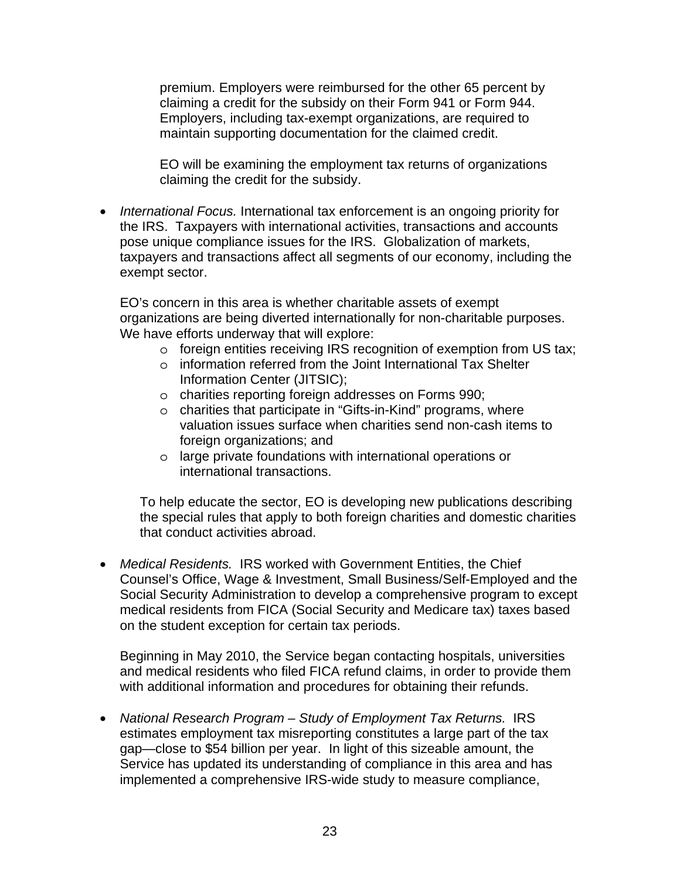premium. Employers were reimbursed for the other 65 percent by claiming a credit for the subsidy on their Form 941 or Form 944. Employers, including tax-exempt organizations, are required to maintain supporting documentation for the claimed credit.

EO will be examining the employment tax returns of organizations claiming the credit for the subsidy.

- *International Focus.* International tax enforcement is an ongoing priority for the IRS. Taxpayers with international activities, transactions and accounts pose unique compliance issues for the IRS. Globalization of markets, taxpayers and transactions affect all segments of our economy, including the exempt sector.

  EO's concern in this area is whether charitable assets of exempt organizations are being diverted internationally for non-charitable purposes. We have efforts underway that will explore:
    - foreign entities receiving IRS recognition of exemption from US tax;
    - information referred from the Joint International Tax Shelter Information Center (JITSIC);
    - charities reporting foreign addresses on Forms 990;
    - charities that participate in "Gifts-in-Kind" programs, where valuation issues surface when charities send non-cash items to foreign organizations; and
    - large private foundations with international operations or international transactions.

  To help educate the sector, EO is developing new publications describing the special rules that apply to both foreign charities and domestic charities that conduct activities abroad.

- *Medical Residents.* IRS worked with Government Entities, the Chief Counsel's Office, Wage & Investment, Small Business/Self-Employed and the Social Security Administration to develop a comprehensive program to except medical residents from FICA (Social Security and Medicare tax) taxes based on the student exception for certain tax periods.

  Beginning in May 2010, the Service began contacting hospitals, universities and medical residents who filed FICA refund claims, in order to provide them with additional information and procedures for obtaining their refunds.

- *National Research Program – Study of Employment Tax Returns.* IRS estimates employment tax misreporting constitutes a large part of the tax gap—close to $54 billion per year. In light of this sizeable amount, the Service has updated its understanding of compliance in this area and has implemented a comprehensive IRS-wide study to measure compliance,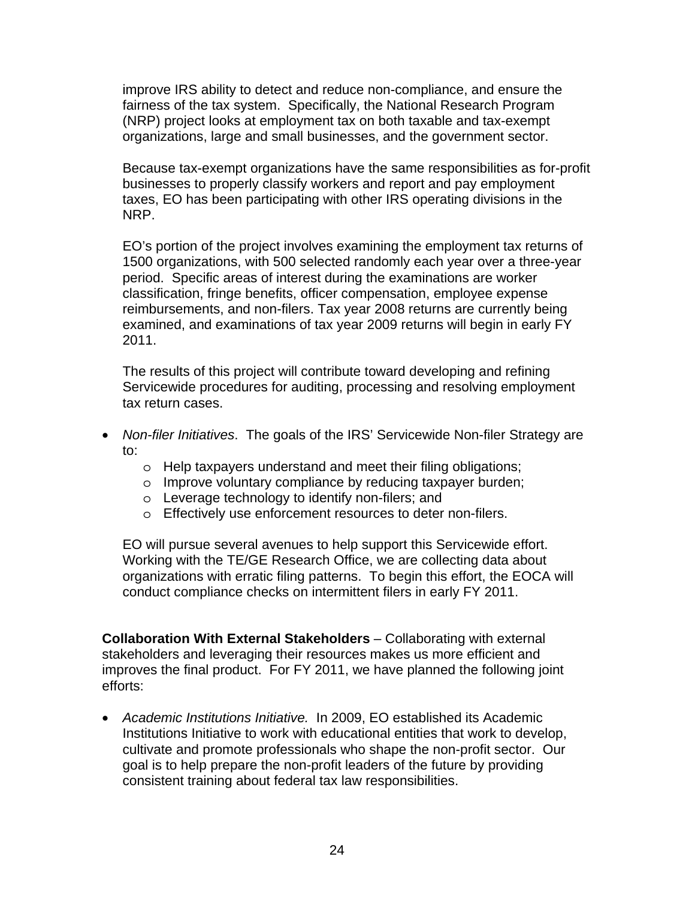improve IRS ability to detect and reduce non-compliance, and ensure the fairness of the tax system. Specifically, the National Research Program (NRP) project looks at employment tax on both taxable and tax-exempt organizations, large and small businesses, and the government sector.

Because tax-exempt organizations have the same responsibilities as for-profit businesses to properly classify workers and report and pay employment taxes, EO has been participating with other IRS operating divisions in the NRP.

EO's portion of the project involves examining the employment tax returns of 1500 organizations, with 500 selected randomly each year over a three-year period. Specific areas of interest during the examinations are worker classification, fringe benefits, officer compensation, employee expense reimbursements, and non-filers. Tax year 2008 returns are currently being examined, and examinations of tax year 2009 returns will begin in early FY 2011.

The results of this project will contribute toward developing and refining Servicewide procedures for auditing, processing and resolving employment tax return cases.

- *Non-filer Initiatives*. The goals of the IRS' Servicewide Non-filer Strategy are to:
  - Help taxpayers understand and meet their filing obligations;
  - Improve voluntary compliance by reducing taxpayer burden;
  - Leverage technology to identify non-filers; and
  - Effectively use enforcement resources to deter non-filers.

  EO will pursue several avenues to help support this Servicewide effort. Working with the TE/GE Research Office, we are collecting data about organizations with erratic filing patterns. To begin this effort, the EOCA will conduct compliance checks on intermittent filers in early FY 2011.

**Collaboration With External Stakeholders** – Collaborating with external stakeholders and leveraging their resources makes us more efficient and improves the final product. For FY 2011, we have planned the following joint efforts:

- *Academic Institutions Initiative.* In 2009, EO established its Academic Institutions Initiative to work with educational entities that work to develop, cultivate and promote professionals who shape the non-profit sector. Our goal is to help prepare the non-profit leaders of the future by providing consistent training about federal tax law responsibilities.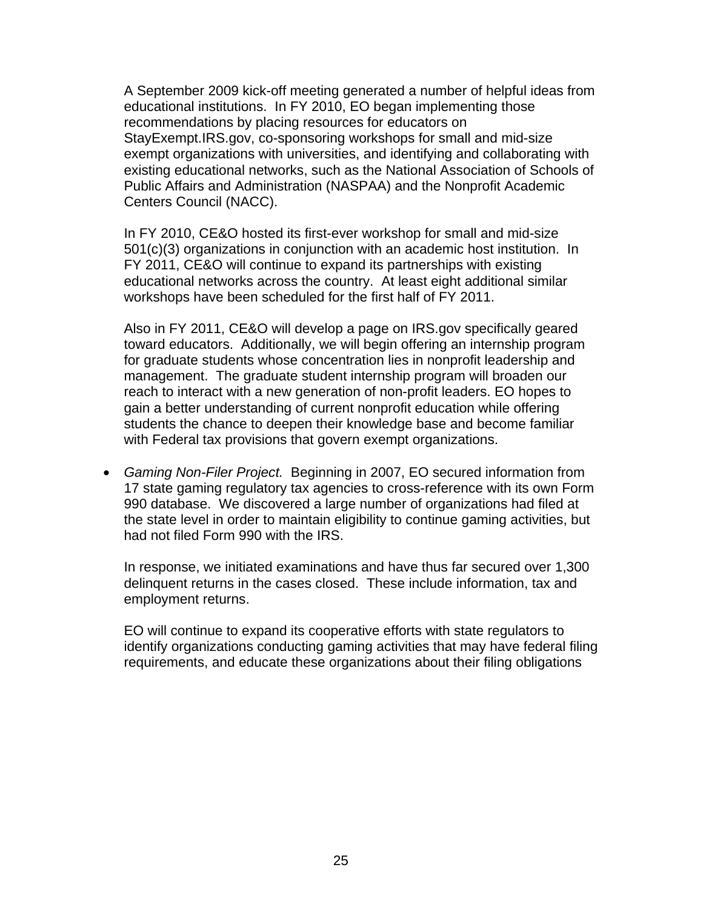A September 2009 kick-off meeting generated a number of helpful ideas from educational institutions. In FY 2010, EO began implementing those recommendations by placing resources for educators on StayExempt.IRS.gov, co-sponsoring workshops for small and mid-size exempt organizations with universities, and identifying and collaborating with existing educational networks, such as the National Association of Schools of Public Affairs and Administration (NASPAA) and the Nonprofit Academic Centers Council (NACC).

In FY 2010, CE&O hosted its first-ever workshop for small and mid-size 501(c)(3) organizations in conjunction with an academic host institution. In FY 2011, CE&O will continue to expand its partnerships with existing educational networks across the country. At least eight additional similar workshops have been scheduled for the first half of FY 2011.

Also in FY 2011, CE&O will develop a page on IRS.gov specifically geared toward educators. Additionally, we will begin offering an internship program for graduate students whose concentration lies in nonprofit leadership and management. The graduate student internship program will broaden our reach to interact with a new generation of non-profit leaders. EO hopes to gain a better understanding of current nonprofit education while offering students the chance to deepen their knowledge base and become familiar with Federal tax provisions that govern exempt organizations.

- *Gaming Non-Filer Project.* Beginning in 2007, EO secured information from 17 state gaming regulatory tax agencies to cross-reference with its own Form 990 database. We discovered a large number of organizations had filed at the state level in order to maintain eligibility to continue gaming activities, but had not filed Form 990 with the IRS.

  In response, we initiated examinations and have thus far secured over 1,300 delinquent returns in the cases closed. These include information, tax and employment returns.

  EO will continue to expand its cooperative efforts with state regulators to identify organizations conducting gaming activities that may have federal filing requirements, and educate these organizations about their filing obligations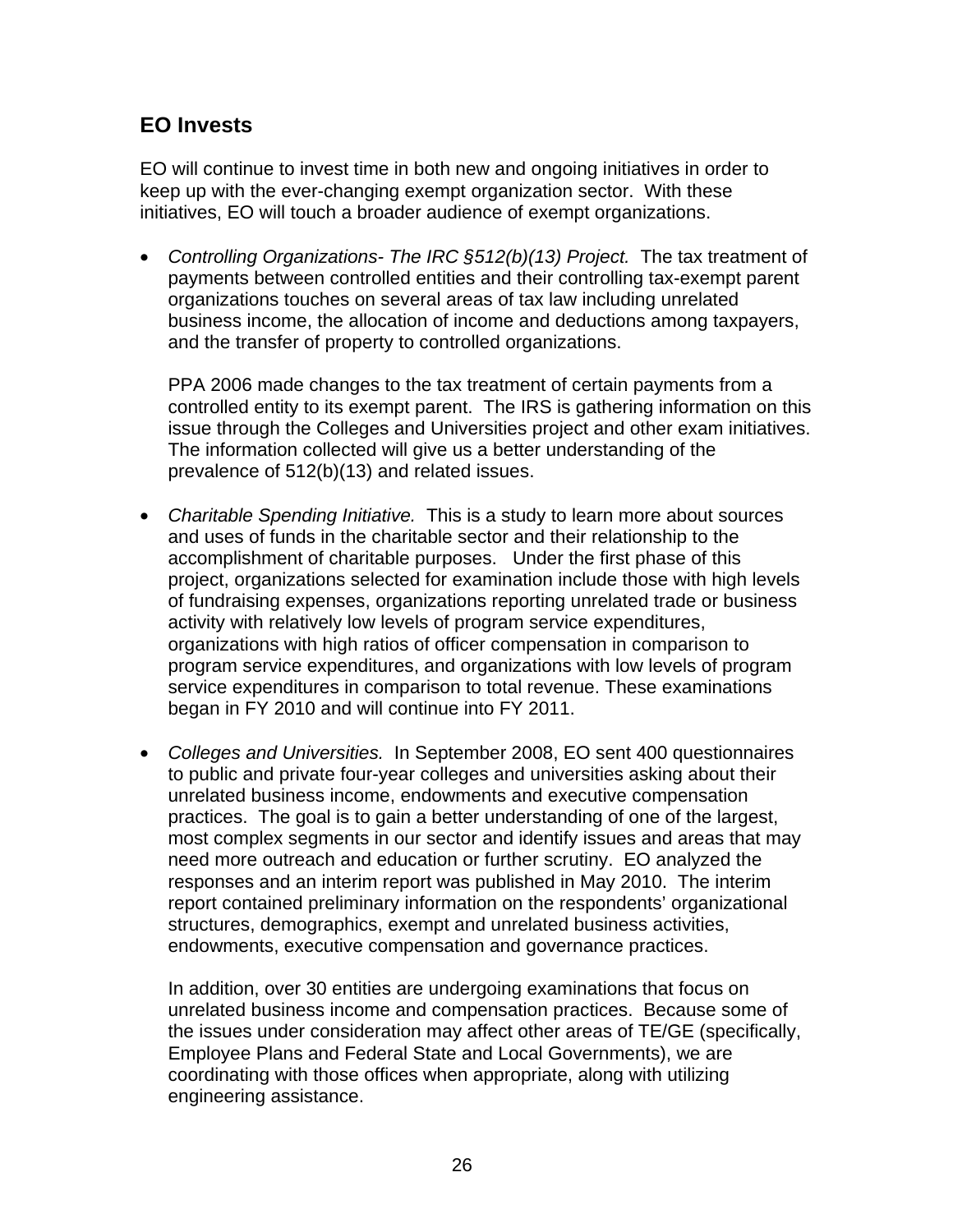## EO Invests

EO will continue to invest time in both new and ongoing initiatives in order to keep up with the ever-changing exempt organization sector. With these initiatives, EO will touch a broader audience of exempt organizations.

- *Controlling Organizations- The IRC §512(b)(13) Project.* The tax treatment of payments between controlled entities and their controlling tax-exempt parent organizations touches on several areas of tax law including unrelated business income, the allocation of income and deductions among taxpayers, and the transfer of property to controlled organizations.

  PPA 2006 made changes to the tax treatment of certain payments from a controlled entity to its exempt parent. The IRS is gathering information on this issue through the Colleges and Universities project and other exam initiatives. The information collected will give us a better understanding of the prevalence of 512(b)(13) and related issues.

- *Charitable Spending Initiative.* This is a study to learn more about sources and uses of funds in the charitable sector and their relationship to the accomplishment of charitable purposes. Under the first phase of this project, organizations selected for examination include those with high levels of fundraising expenses, organizations reporting unrelated trade or business activity with relatively low levels of program service expenditures, organizations with high ratios of officer compensation in comparison to program service expenditures, and organizations with low levels of program service expenditures in comparison to total revenue. These examinations began in FY 2010 and will continue into FY 2011.

- *Colleges and Universities.* In September 2008, EO sent 400 questionnaires to public and private four-year colleges and universities asking about their unrelated business income, endowments and executive compensation practices. The goal is to gain a better understanding of one of the largest, most complex segments in our sector and identify issues and areas that may need more outreach and education or further scrutiny. EO analyzed the responses and an interim report was published in May 2010. The interim report contained preliminary information on the respondents' organizational structures, demographics, exempt and unrelated business activities, endowments, executive compensation and governance practices.

  In addition, over 30 entities are undergoing examinations that focus on unrelated business income and compensation practices. Because some of the issues under consideration may affect other areas of TE/GE (specifically, Employee Plans and Federal State and Local Governments), we are coordinating with those offices when appropriate, along with utilizing engineering assistance.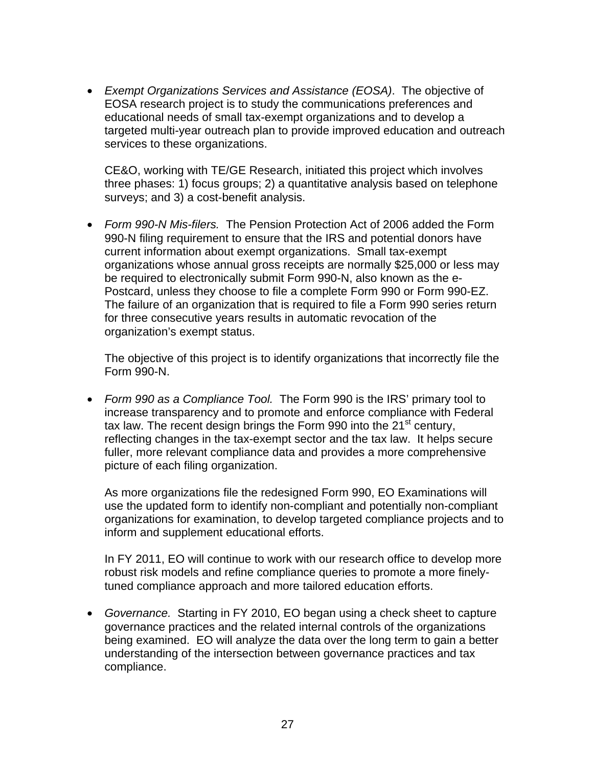- *Exempt Organizations Services and Assistance (EOSA)*. The objective of EOSA research project is to study the communications preferences and educational needs of small tax-exempt organizations and to develop a targeted multi-year outreach plan to provide improved education and outreach services to these organizations.

  CE&O, working with TE/GE Research, initiated this project which involves three phases: 1) focus groups; 2) a quantitative analysis based on telephone surveys; and 3) a cost-benefit analysis.

- *Form 990-N Mis-filers.* The Pension Protection Act of 2006 added the Form 990-N filing requirement to ensure that the IRS and potential donors have current information about exempt organizations. Small tax-exempt organizations whose annual gross receipts are normally $25,000 or less may be required to electronically submit Form 990-N, also known as the e-Postcard, unless they choose to file a complete Form 990 or Form 990-EZ. The failure of an organization that is required to file a Form 990 series return for three consecutive years results in automatic revocation of the organization's exempt status.

  The objective of this project is to identify organizations that incorrectly file the Form 990-N.

- *Form 990 as a Compliance Tool.* The Form 990 is the IRS' primary tool to increase transparency and to promote and enforce compliance with Federal tax law. The recent design brings the Form 990 into the 21st century, reflecting changes in the tax-exempt sector and the tax law. It helps secure fuller, more relevant compliance data and provides a more comprehensive picture of each filing organization.

  As more organizations file the redesigned Form 990, EO Examinations will use the updated form to identify non-compliant and potentially non-compliant organizations for examination, to develop targeted compliance projects and to inform and supplement educational efforts.

  In FY 2011, EO will continue to work with our research office to develop more robust risk models and refine compliance queries to promote a more finely-tuned compliance approach and more tailored education efforts.

- *Governance.* Starting in FY 2010, EO began using a check sheet to capture governance practices and the related internal controls of the organizations being examined. EO will analyze the data over the long term to gain a better understanding of the intersection between governance practices and tax compliance.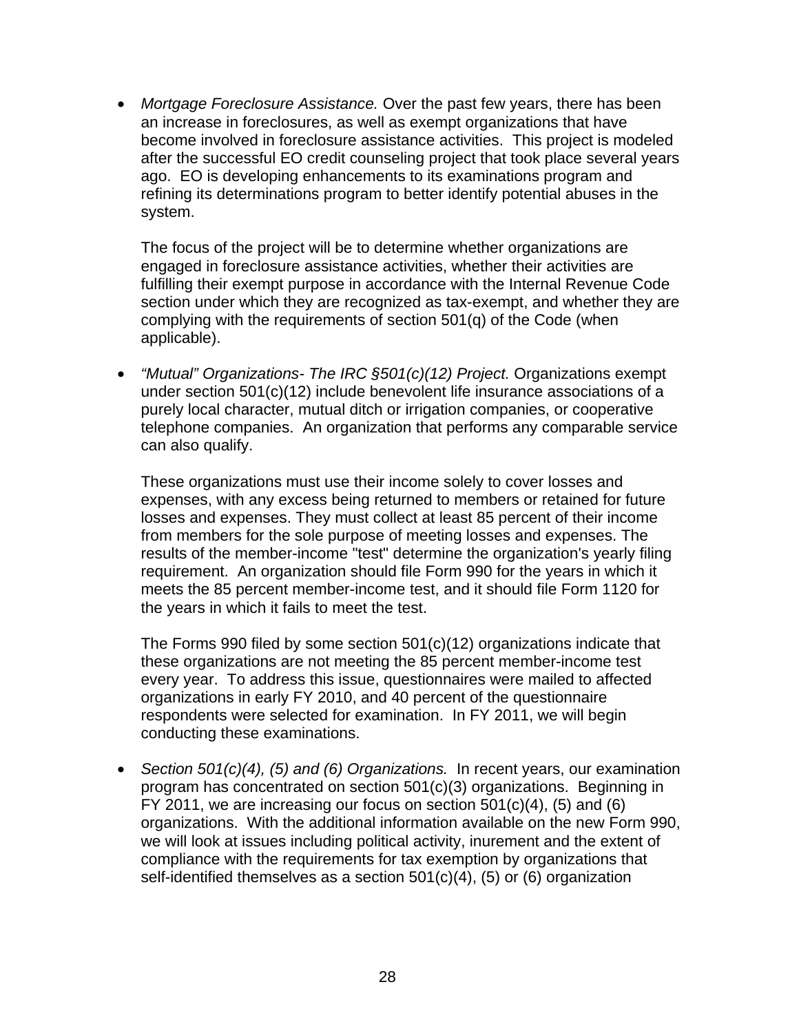- *Mortgage Foreclosure Assistance.* Over the past few years, there has been an increase in foreclosures, as well as exempt organizations that have become involved in foreclosure assistance activities. This project is modeled after the successful EO credit counseling project that took place several years ago. EO is developing enhancements to its examinations program and refining its determinations program to better identify potential abuses in the system.

  The focus of the project will be to determine whether organizations are engaged in foreclosure assistance activities, whether their activities are fulfilling their exempt purpose in accordance with the Internal Revenue Code section under which they are recognized as tax-exempt, and whether they are complying with the requirements of section 501(q) of the Code (when applicable).

- *"Mutual" Organizations- The IRC §501(c)(12) Project.* Organizations exempt under section 501(c)(12) include benevolent life insurance associations of a purely local character, mutual ditch or irrigation companies, or cooperative telephone companies. An organization that performs any comparable service can also qualify.

  These organizations must use their income solely to cover losses and expenses, with any excess being returned to members or retained for future losses and expenses. They must collect at least 85 percent of their income from members for the sole purpose of meeting losses and expenses. The results of the member-income "test" determine the organization's yearly filing requirement. An organization should file Form 990 for the years in which it meets the 85 percent member-income test, and it should file Form 1120 for the years in which it fails to meet the test.

  The Forms 990 filed by some section 501(c)(12) organizations indicate that these organizations are not meeting the 85 percent member-income test every year. To address this issue, questionnaires were mailed to affected organizations in early FY 2010, and 40 percent of the questionnaire respondents were selected for examination. In FY 2011, we will begin conducting these examinations.

- *Section 501(c)(4), (5) and (6) Organizations.* In recent years, our examination program has concentrated on section 501(c)(3) organizations. Beginning in FY 2011, we are increasing our focus on section 501(c)(4), (5) and (6) organizations. With the additional information available on the new Form 990, we will look at issues including political activity, inurement and the extent of compliance with the requirements for tax exemption by organizations that self-identified themselves as a section 501(c)(4), (5) or (6) organization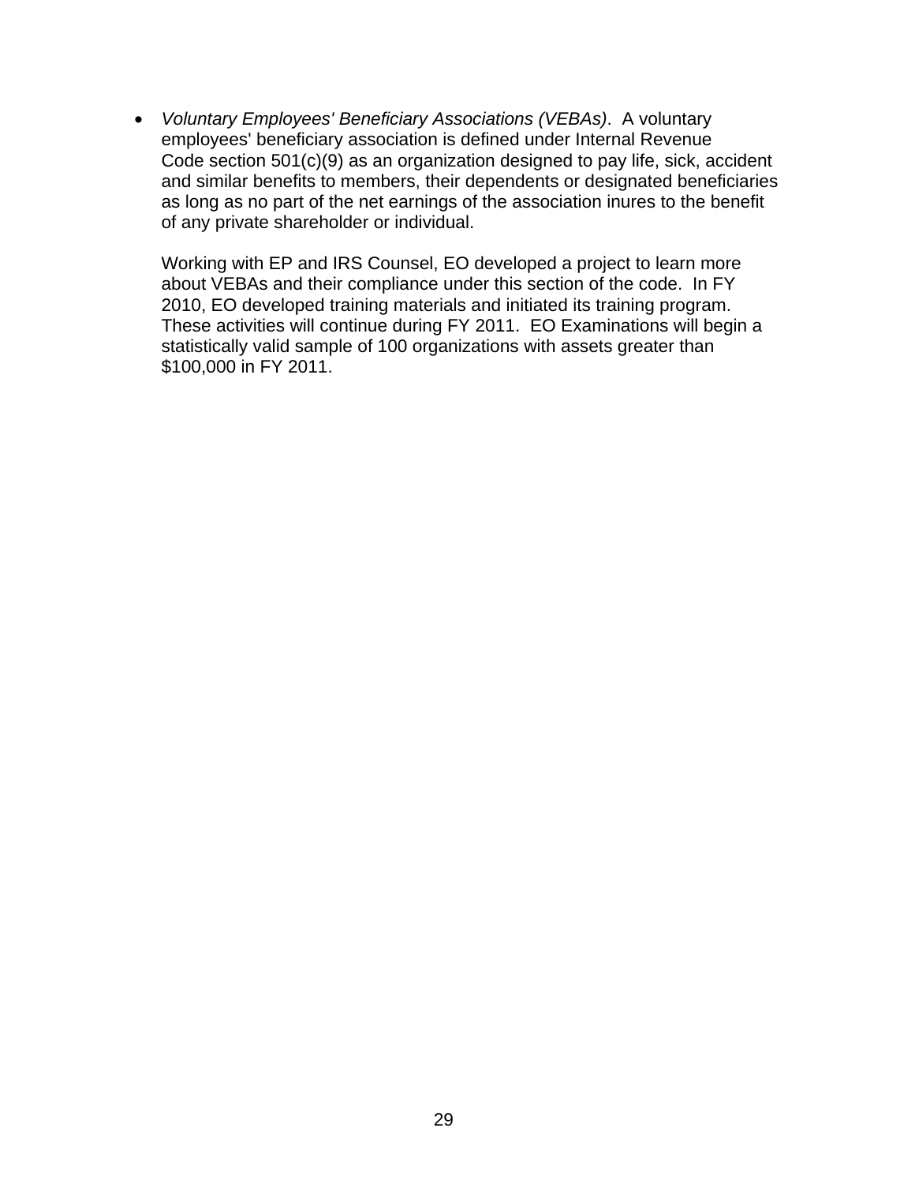- *Voluntary Employees' Beneficiary Associations (VEBAs)*. A voluntary employees' beneficiary association is defined under Internal Revenue Code section 501(c)(9) as an organization designed to pay life, sick, accident and similar benefits to members, their dependents or designated beneficiaries as long as no part of the net earnings of the association inures to the benefit of any private shareholder or individual.

  Working with EP and IRS Counsel, EO developed a project to learn more about VEBAs and their compliance under this section of the code. In FY 2010, EO developed training materials and initiated its training program. These activities will continue during FY 2011. EO Examinations will begin a statistically valid sample of 100 organizations with assets greater than $100,000 in FY 2011.